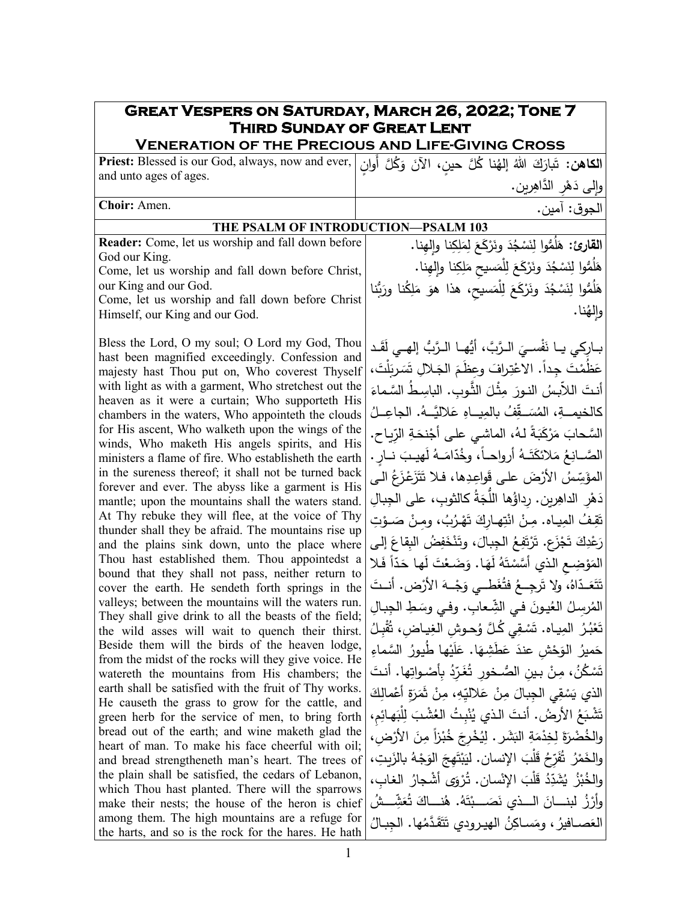# Great Vespers on Saturday, March 26, 2022; Tone 7
## Third Sunday of Great Lent
## Veneration of the Precious and Life-Giving Cross

| | |
|---|---|
| **Priest:** Blessed is our God, always, now and ever, and unto ages of ages. | **الكاهن:** تَبارَكَ اللهُ إلهُنا كُلَّ حينٍ، الآنَ وَكُلَّ أَوانٍ وإلى دَهْرِ الدَّاهِرين. |
| **Choir:** Amen. | الجوق: آمين. |

**THE PSALM OF INTRODUCTION—PSALM 103**

| | |
|---|---|
| **Reader:** Come, let us worship and fall down before God our King.<br>Come, let us worship and fall down before Christ, our King and our God.<br>Come, let us worship and fall down before Christ Himself, our King and our God.<br><br>Bless the Lord, O my soul; O Lord my God, Thou hast been magnified exceedingly. Confession and majesty hast Thou put on, Who coverest Thyself with light as with a garment, Who stretchest out the heaven as it were a curtain; Who supporteth His chambers in the waters, Who appointeth the clouds for His ascent, Who walketh upon the wings of the winds, Who maketh His angels spirits, and His ministers a flame of fire. Who establisheth the earth in the sureness thereof; it shall not be turned back forever and ever. The abyss like a garment is His mantle; upon the mountains shall the waters stand. At Thy rebuke they will flee, at the voice of Thy thunder shall they be afraid. The mountains rise up and the plains sink down, unto the place where Thou hast established them. Thou appointedst a bound that they shall not pass, neither return to cover the earth. He sendeth forth springs in the valleys; between the mountains will the waters run. They shall give drink to all the beasts of the field; the wild asses will wait to quench their thirst. Beside them will the birds of the heaven lodge, from the midst of the rocks will they give voice. He watereth the mountains from His chambers; the earth shall be satisfied with the fruit of Thy works. He causeth the grass to grow for the cattle, and green herb for the service of men, to bring forth bread out of the earth; and wine maketh glad the heart of man. To make his face cheerful with oil; and bread strengtheneth man's heart. The trees of the plain shall be satisfied, the cedars of Lebanon, which Thou hast planted. There will the sparrows make their nests; the house of the heron is chief among them. The high mountains are a refuge for the harts, and so is the rock for the hares. He hath | **القارئ:** هَلُمُّوا لِنَسْجُدَ ونَرْكَعَ لِمَلِكِنا وإلهِنا.<br>هَلُمُّوا لِنَسْجُدَ ونَرْكَعَ لِلْمَسيحِ مَلِكِنا وإلهِنا.<br>هَلُمُّوا لِنَسْجُدَ ونَرْكَعَ لِلْمَسيحِ، هذا هوَ مَلِكُنا وربُّنا وإلهُنا.<br><br>بـارِكي يـا نَفْسـيَ الـرَّبَّ، أيُّهـا الـرَّبُّ إلهـي لَقَـد عَظُمْتَ جِداً. الاعْتِرافَ وعِظَمَ الجَـلالِ تَسَربَلْتَ، أنـتَ اللاّبِسُ النـورَ مِثْلَ الثَّـوبِ. الباسِطُ السَّماءَ كالخيمــةِ، المُسَــقِّفُ بالمِيــاهِ عَلاليَّــهُ. الجاعِــلُ السَّحابَ مَرْكَبَةً لـهُ، الماشي على أجْنحَةِ الرِّياح. الصَّــانِعُ مَلائكَتَــهُ أرواحــاً، وخُدّامَــهُ لَهيــبَ نــارٍ. المؤَسِّسُ الأرْضَ على قَواعِدِها، فلا تَتَزَعْزَعُ الى دَهْرِ الداهِرين. رِداؤُها اللُّجَةُ كالثوبِ، على الجِبالِ تَقِفُ المِياه. مِنْ انْتِهـارِكَ تَهْـرُبُ، ومِنْ صَـوْتِ رَعْدِكَ تَجْزَع. تَرْتَفِعُ الجِبالَ، وتَنْخَفِضُ البِقاعَ إلى المَوْضِعِ الذي أسَّسْتَهُ لَهَا. وَضَـعْتَ لَها حَدّاً فَلا تَتَعَـدّاهُ، ولا تَرجِـعُ فتُغَطِّـي وَجْـهَ الأرْض. أنـتَ المُرسِلُ العُيونَ في الشِّعابِ. وفي وسَطِ الجِبالِ تَعْبُرُ المِياه. تَسْقِي كُـلَّ وُحوشِ الغِياضِ، تُقْبِلُ حَميرُ الوَحْشِ عندَ عَطَشِهَا. عَلَيْها طُيورُ السَّماءِ تَسْكُنُ، مِنْ بينِ الصُّخورِ تُغَرِّدُ بأصْواتِها. أنتَ الذي يَسْقِي الجِبالَ مِنْ عَلاليِّهِ، مِنْ ثَمَرَةِ أعْمالِكَ تَشْبَعُ الأرضُ. أنتَ الذي يُنْبِتُ العُشْبَ لِلْبَهائِمِ، والخُضْرَةَ لِخِدْمَةِ البَشَر. لِيُخْرِجَ خُبْزاً مِنَ الأرْضِ، والخَمْرُ تُفَرِّحُ قَلْبَ الإنسان. ليَبْتَهِجَ الوَجْهُ بالزَيتِ، والخُبْزُ يُشَدِّدُ قَلْبَ الإنْسان. تُرْوَى أشْجارُ الغابِ، وأرْزُ لبنــانَ الــذي نَصَــبْتَهُ. هُنــاكَ تُعَشِّــشُ العَصـافيرُ، ومَساكِنُ الهيرودي تَتَقَدَّمُها. الجِبالُ |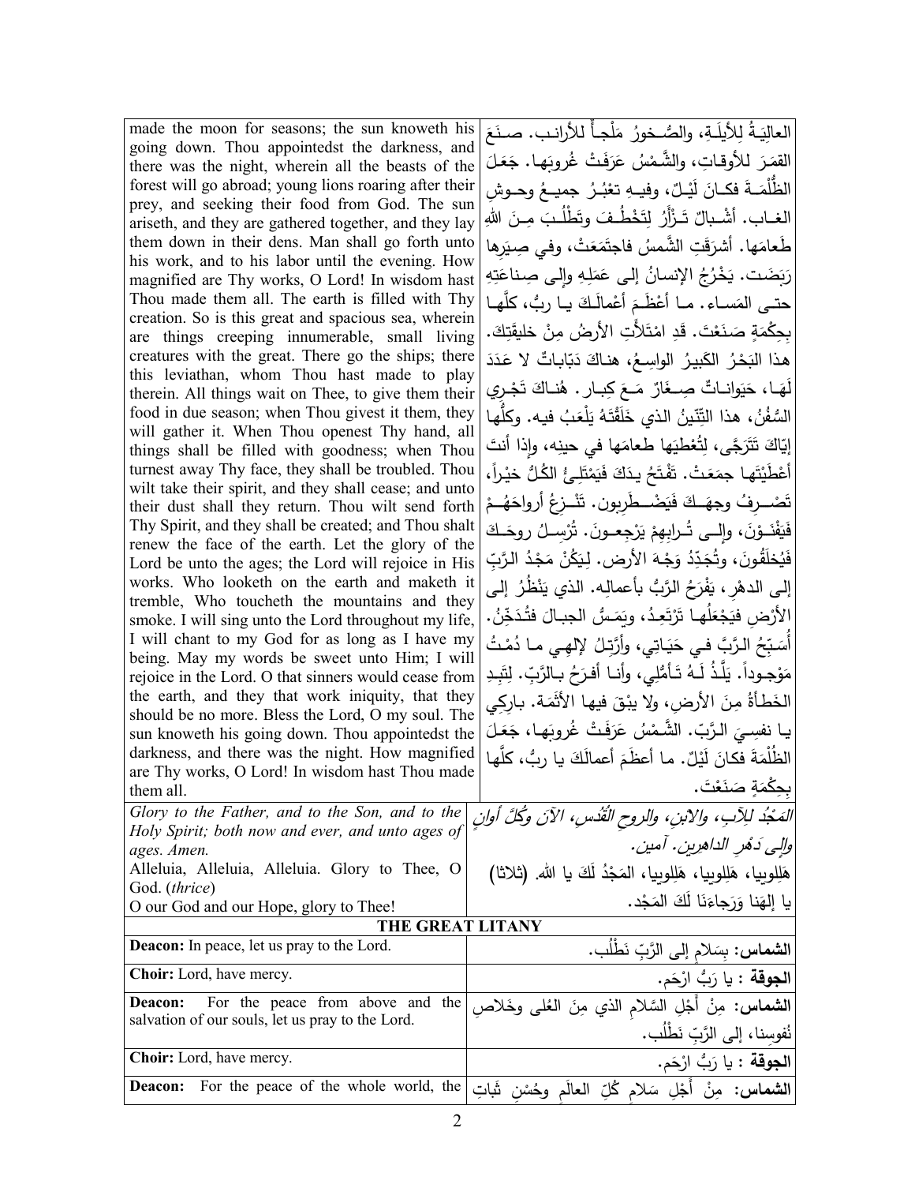| made the moon for seasons; the sun knoweth his going down. Thou appointedst the darkness, and there was the night, wherein all the beasts of the forest will go abroad; young lions roaring after their prey, and seeking their food from God. The sun ariseth, and they are gathered together, and they lay them down in their dens. Man shall go forth unto his work, and to his labor until the evening. How magnified are Thy works, O Lord! In wisdom hast Thou made them all. The earth is filled with Thy creation. So is this great and spacious sea, wherein are things creeping innumerable, small living creatures with the great. There go the ships; there this leviathan, whom Thou hast made to play therein. All things wait on Thee, to give them their food in due season; when Thou givest it them, they will gather it. When Thou openest Thy hand, all things shall be filled with goodness; when Thou turnest away Thy face, they shall be troubled. Thou wilt take their spirit, and they shall cease; and unto their dust shall they return. Thou wilt send forth Thy Spirit, and they shall be created; and Thou shalt renew the face of the earth. Let the glory of the Lord be unto the ages; the Lord will rejoice in His works. Who looketh on the earth and maketh it tremble, Who toucheth the mountains and they smoke. I will sing unto the Lord throughout my life, I will chant to my God for as long as I have my being. May my words be sweet unto Him; I will rejoice in the Lord. O that sinners would cease from the earth, and they that work iniquity, that they should be no more. Bless the Lord, O my soul. The sun knoweth his going down. Thou appointedst the darkness, and there was the night. How magnified are Thy works, O Lord! In wisdom hast Thou made them all. | العاليَـةُ لِلأيلَـةِ، والصُـخورُ مَلْجـأٌ للأرانـب. صـنَعَ القمَـرَ للأوقـاتِ، والشَّمْسُ عَرَفَتْ غُروبَهـا. جَعَلَ الظُّلْمَـةَ فكـانَ لَيْـلٌ، وفيـهِ تعْبُـرُ جميـعُ وحـوشِ الغـاب. أشْـبالٌ تَـزْأَرُ لِتَخْطُـفَ وتَطْلُـبَ مِـنَ اللهِ طَعامَها. أشرَقَتِ الشَّمسُ فاجتَمَعَتْ، وفي صِيَرِها رَبَضَت. يَخْرُجُ الإنسانُ إلى عَمَلِهِ وإلى صِناعَتِهِ حتـى المَسـاء. مـا أعْظَـمَ أعْمالَـكَ يـا ربُّ، كلَّهـا بِحِكْمَةٍ صَنَعْتَ. قَدِ امْتَلأَتِ الأرضُ مِنْ خليقَتِكَ. هذا البَحْرُ الكَبيرُ الواسِعُ، هنـاكَ دَبّاباتٌ لا عَدَدَ لَهَـا، حَيَوانـاتٌ صِـغَارٌ مَـعَ كِبـار. هُنـاكَ تَجْـرِي السُّفُنُ، هذا التِّنّينُ الذي خَلَقْتَهُ يَلْعَبُ فيه. وكلُّها إيّاكَ تَتَرَجَّى، لِتُعْطِيَها طعامَها في حينِه، وإذا أنتَ أعْطَيْتَها جمَعَتْ. تَفْتَحُ يـدَكَ فَيَمْتَلِـئُ الكُـلُّ خيْراً، تَصْـرِفُ وجهَـكَ فَيَضْـطَرِبون. تَنْـزِعُ أرواحَهُـمْ فَيَفْنَـوْنَ، وإلـى تُـرابِهِمْ يَرْجِعـونَ. تُرْسِـلُ روحَـكَ فَيُخلَقُونَ، وتُجَدِّدُ وَجْهَ الأرض. لِيَكُنْ مَجْدُ الرَّبِّ إلى الدهْرِ، يَفْرَحُ الرَّبُّ بأعمالِه. الذي يَنْظُرُ إلى الأرضِ فيَجْعَلُها تَرْتَعِدُ، ويَمَسُّ الجبـالَ فتُـدَخِّنُ. أُسَبِّحُ الـرَّبَّ فـي حَيَـاتِي، وأرَتِّـلُ لإلهِـي مـا دُمْـتُ مَوْجـوداً. يَلَّـذُ لَـهُ تَـأمُّلِي، وأنـا أفـرَحُ بـالرَّبّ. لِتَبِـدِ الخَطَأةُ مِنَ الأرضِ، ولا يبْقَ فيها الأثَمَة. بارِكِي يـا نفسِيَ الـرَّبّ. الشَّـمْسُ عَرَفَـتْ غُروبَهـا، جَعَـلَ الظُّلْمَةَ فكانَ لَيْلٌ. ما أعظَمَ أعمالَكَ يا ربُّ، كلَّها بِحِكْمَةٍ صَنَعْتَ. |
|---|---|
| *Glory to the Father, and to the Son, and to the Holy Spirit; both now and ever, and unto ages of ages. Amen.*<br>Alleluia, Alleluia, Alleluia. Glory to Thee, O God. (*thrice*)<br>O our God and our Hope, glory to Thee! | *المَجْدُ للآبِ، والابنِ، والروحِ القُدُسِ، الآنَ وكُلَّ أوانٍ وإلى دَهْرِ الداهرين. آمين.*<br>هَلِلويا، هَلِلويا، هَلِلويا، المَجْدُ لَكَ يا الله. (ثلاثا)<br>يا إلهَنا وَرَجاءَنَا لَكَ المَجْد. |
| **THE GREAT LITANY** | |
| **Deacon:** In peace, let us pray to the Lord. | **الشماس:** بِسَلامٍ إلى الرَّبِّ نَطْلُب. |
| **Choir:** Lord, have mercy. | **الجوقة :** يا رَبُّ ارْحَم. |
| **Deacon:** For the peace from above and the salvation of our souls, let us pray to the Lord. | **الشماس:** مِنْ أَجْلِ السَّلامِ الذي مِنَ العُلى وخَلاصِ نُفوسِنا، إلى الرَّبِّ نَطْلُب. |
| **Choir:** Lord, have mercy. | **الجوقة :** يا رَبُّ ارْحَم. |
| **Deacon:** For the peace of the whole world, the | **الشماس:** مِنْ أَجْلِ سَلامِ كُلِّ العالَمِ وحُسْنِ ثَباتِ |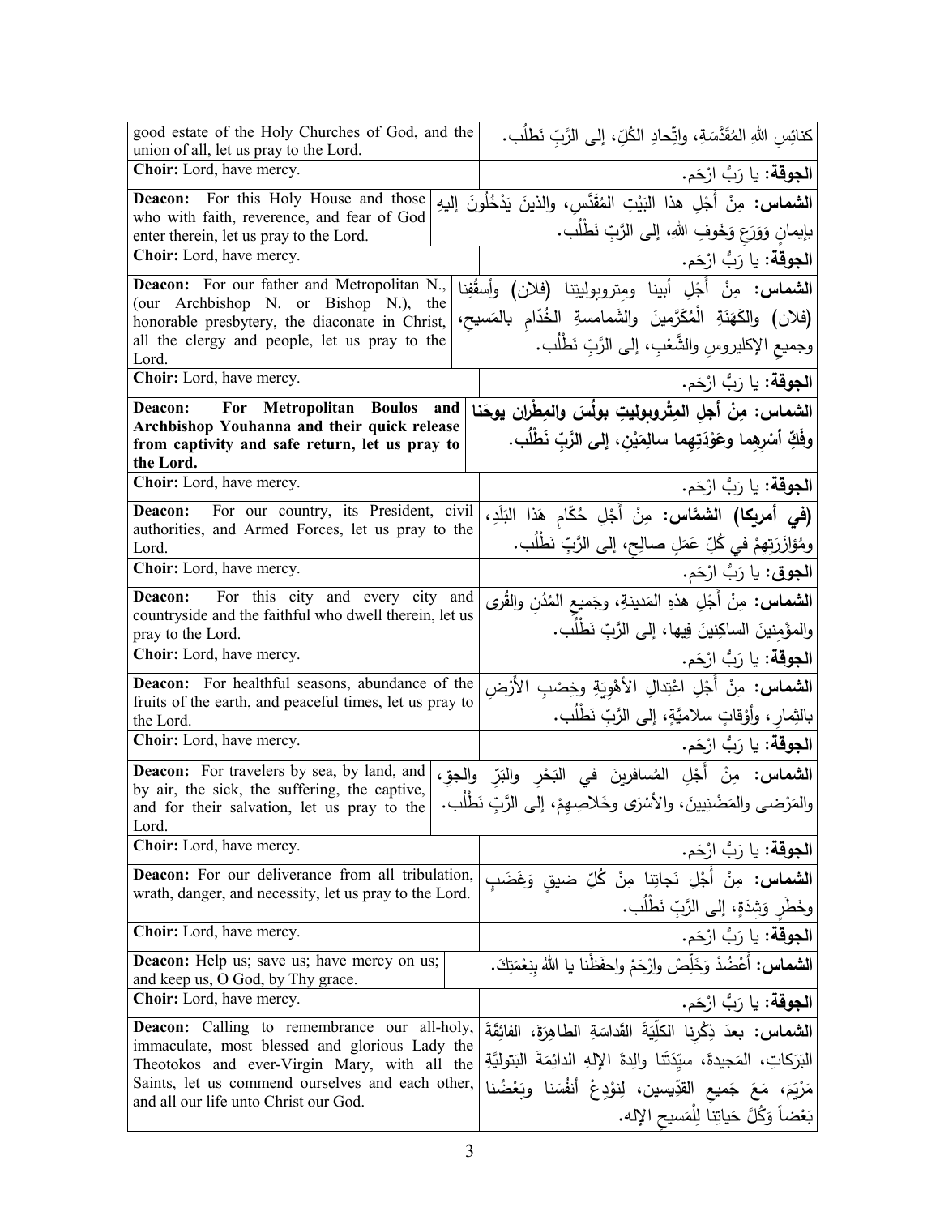| | |
|---|---|
| good estate of the Holy Churches of God, and the union of all, let us pray to the Lord. | كنائِسِ اللهِ المُقَدَّسَةِ، واتِّحادِ الكُلِّ، إلى الرَّبِّ نَطلُب. |
| **Choir:** Lord, have mercy. | **الجوقة:** يا رَبُّ ارْحَم. |
| **Deacon:** For this Holy House and those who with faith, reverence, and fear of God enter therein, let us pray to the Lord. | **الشماس:** مِنْ أَجْلِ هذا البَيْتِ المُقَدَّسِ، والذينَ يَدْخُلُونَ إليهِ بإيمانٍ وَوَرَعٍ وَخَوفِ اللهِ، إلى الرَّبِّ نَطْلُب. |
| **Choir:** Lord, have mercy. | **الجوقة:** يا رَبُّ ارْحَم. |
| **Deacon:** For our father and Metropolitan N., (our Archbishop N. or Bishop N.), the honorable presbytery, the diaconate in Christ, all the clergy and people, let us pray to the Lord. | **الشماس:** مِنْ أَجْلِ أبينا ومتروبوليتنا (فلان) وأسقُفِنا (فلان) والكَهَنَةِ المُكَرَّمينَ والشَمامسةِ الخُدّامِ بالمَسيحِ، وجميعِ الإكليروسِ والشَّعْبِ، إلى الرَّبِّ نَطْلُب. |
| **Choir:** Lord, have mercy. | **الجوقة:** يا رَبُّ ارْحَم. |
| **Deacon: For Metropolitan Boulos and Archbishop Youhanna and their quick release from captivity and safe return, let us pray to the Lord.** | **الشماس: مِنْ أجلِ المِتْروبوليتِ بولُسَ والمِطْرانِ يوحَنا وفَكِّ أَسْرِهِما وعَوْدَتِهِما سالِمَيْنِ، إلى الرَّبِّ نَطْلُب.** |
| **Choir:** Lord, have mercy. | **الجوقة:** يا رَبُّ ارْحَم. |
| **Deacon:** For our country, its President, civil authorities, and Armed Forces, let us pray to the Lord. | **(في أمريكا) الشمَّاس:** مِنْ أَجْلِ حُكّامِ هَذا البَلَدِ، ومُؤازَرَتِهِمْ في كُلِّ عَمَلٍ صالِحٍ، إلى الرَّبِّ نَطْلُب. |
| **Choir:** Lord, have mercy. | **الجوق:** يا رَبُّ ارْحَم. |
| **Deacon:** For this city and every city and countryside and the faithful who dwell therein, let us pray to the Lord. | **الشماس:** مِنْ أَجْلِ هذهِ المَدينةِ، وجَميعِ المُدُنِ والقُرى والمؤْمِنينَ الساكِنِينَ فِيها، إلى الرَّبِّ نَطْلُب. |
| **Choir:** Lord, have mercy. | **الجوقة:** يا رَبُّ ارْحَم. |
| **Deacon:** For healthful seasons, abundance of the fruits of the earth, and peaceful times, let us pray to the Lord. | **الشماس:** مِنْ أَجْلِ اعْتِدالِ الأَهْوِيَةِ وخِصْبِ الأَرْضِ بالثِمارِ، وأَوْقاتٍ سلاميَّةٍ، إلى الرَّبِّ نَطْلُب. |
| **Choir:** Lord, have mercy. | **الجوقة:** يا رَبُّ ارْحَم. |
| **Deacon:** For travelers by sea, by land, and by air, the sick, the suffering, the captive, and for their salvation, let us pray to the Lord. | **الشماس:** مِنْ أَجْلِ المُسافرينَ في البَحْرِ والبَرِّ والجوِّ، والمَرْضى والمَضْنِيينَ، والأَسْرَى وخَلاصِهِمْ، إلى الرَّبِّ نَطْلُب. |
| **Choir:** Lord, have mercy. | **الجوقة:** يا رَبُّ ارْحَم. |
| **Deacon:** For our deliverance from all tribulation, wrath, danger, and necessity, let us pray to the Lord. | **الشماس:** مِنْ أَجْلِ نَجاتِنا مِنْ كُلِّ ضيقٍ وَغَضَبٍ وخَطَرٍ وَشِدَةٍ، إلى الرَّبِّ نَطْلُب. |
| **Choir:** Lord, have mercy. | **الجوقة:** يا رَبُّ ارْحَم. |
| **Deacon:** Help us; save us; have mercy on us; and keep us, O God, by Thy grace. | **الشماس:** أَعْضُدْ وَخَلِّصْ وارْحَمْ واحفَظْنا يا اللهُ بِنِعْمَتِكَ. |
| **Choir:** Lord, have mercy. | **الجوقة:** يا رَبُّ ارْحَم. |
| **Deacon:** Calling to remembrance our all-holy, immaculate, most blessed and glorious Lady the Theotokos and ever-Virgin Mary, with all the Saints, let us commend ourselves and each other, and all our life unto Christ our God. | **الشماس:** بعدَ ذِكْرِنا الكلِّيَةَ القَداسَةِ الطاهِرَةَ، الفائِقَةَ البَرَكاتِ، المَجيدةَ، سيِّدَتَنا والِدةَ الإلهِ الدائِمَةَ البَتوليَّةِ مَرْيَمَ، مَعَ جَميعِ القدِّيسين، لِنوْدِعْ أنفُسَنا وبَعْضُنا بَعْضاً وَكُلَّ حَياتِنا لِلْمَسيحِ الإله. |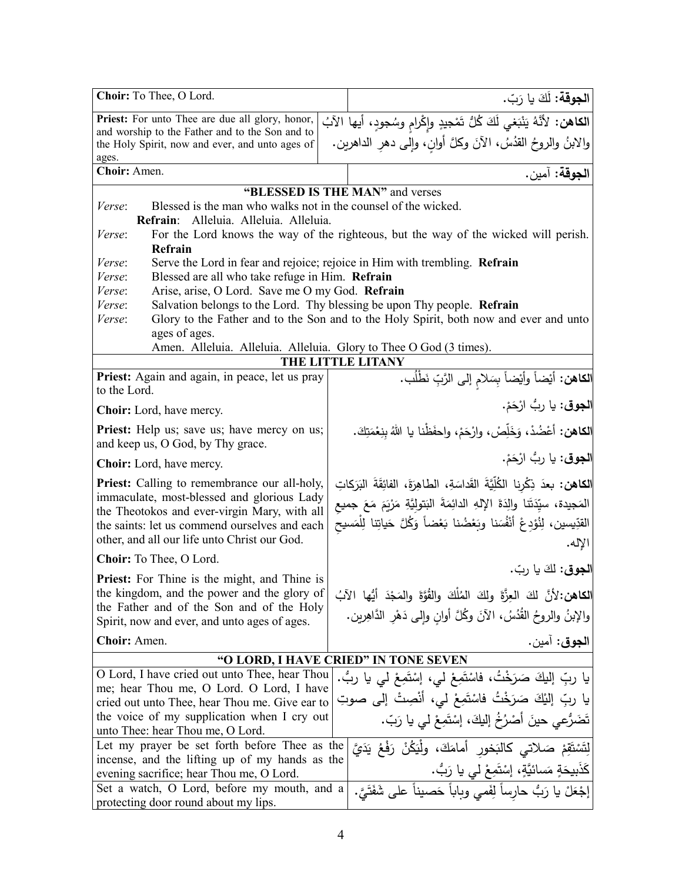| English | Arabic |
| --- | --- |
| **Choir:** To Thee, O Lord. | **الجوقة:** لَكَ يا رَبّ. |
| **Priest:** For unto Thee are due all glory, honor, and worship to the Father and to the Son and to the Holy Spirit, now and ever, and unto ages of ages. | **الكاهن:** لأنَّهُ يَنْبَغي لَكَ كُلُّ تَمْجيدٍ وإِكْرامٍ وسُجودٍ، أيها الآبُ والابنُ والروحُ القدُسُ، الآنَ وكلَّ أوانٍ، وإلى دهرِ الداهرين. |
| **Choir:** Amen. | **الجوقة:** آمين. |

**"BLESSED IS THE MAN"** and verses

*Verse*: Blessed is the man who walks not in the counsel of the wicked.

**Refrain**: Alleluia. Alleluia. Alleluia.

*Verse*: For the Lord knows the way of the righteous, but the way of the wicked will perish. **Refrain**

*Verse*: Serve the Lord in fear and rejoice; rejoice in Him with trembling. **Refrain**

*Verse*: Blessed are all who take refuge in Him. **Refrain**

*Verse*: Arise, arise, O Lord. Save me O my God. **Refrain**

*Verse*: Salvation belongs to the Lord. Thy blessing be upon Thy people. **Refrain**

*Verse*: Glory to the Father and to the Son and to the Holy Spirit, both now and ever and unto ages of ages.

Amen. Alleluia. Alleluia. Alleluia. Glory to Thee O God (3 times).

## THE LITTLE LITANY

| English | Arabic |
| --- | --- |
| **Priest:** Again and again, in peace, let us pray to the Lord. | **الكاهن:** أيْضاً وأَيْضاً بِسَلامٍ إلى الرَّبِّ نَطْلُب. |
| **Choir:** Lord, have mercy. | **الجوق:** يا ربُّ ارْحَمْ. |
| **Priest:** Help us; save us; have mercy on us; and keep us, O God, by Thy grace. | **الكاهن:** أَعْضُدْ، وَخَلِّصْ، وارْحَمْ، واحفَظْنا يا اللهُ بِنِعْمَتِكَ. |
| **Choir:** Lord, have mercy. | **الجوق:** يا ربُّ ارْحَمْ. |
| **Priest:** Calling to remembrance our all-holy, immaculate, most-blessed and glorious Lady the Theotokos and ever-virgin Mary, with all the saints: let us commend ourselves and each other, and all our life unto Christ our God. | **الكاهن:** بعدَ ذِكْرِنا الكُلِّيَّةَ القَداسَةِ، الطاهِرَةَ، الفائِقَةَ البَرَكاتِ المَجيدة، سيِّدَتَنا والِدَةَ الإلهِ الدائِمَةَ البَتوليَّةِ مَرْيَمَ مَعَ جميعِ القدِّيسين، لِنُوْدِعْ أنْفُسَنا وبَعْضُنا بَعْضاً وَكُلَّ حَياتِنا لِلْمَسيحِ الإله. |
| **Choir:** To Thee, O Lord. | **الجوق:** لكَ يا ربّ. |
| **Priest:** For Thine is the might, and Thine is the kingdom, and the power and the glory of the Father and of the Son and of the Holy Spirit, now and ever, and unto ages of ages. | **الكاهن:** لأنَّ لكَ العِزَّةَ ولكَ المُلْكَ والقُوَّةَ والمَجْدَ أيُّها الآبُ والإبنُ والروحُ القُدُسُ، الآنَ وكُلَّ أوانٍ وإلى دَهْرِ الدَّاهِرين. |
| **Choir:** Amen. | **الجوق:** آمين. |

## "O LORD, I HAVE CRIED" IN TONE SEVEN

| English | Arabic |
| --- | --- |
| O Lord, I have cried out unto Thee, hear Thou me; hear Thou me, O Lord. O Lord, I have cried out unto Thee, hear Thou me. Give ear to the voice of my supplication when I cry out unto Thee: hear Thou me, O Lord. | يا ربِّ إليكَ صَرَخْتُ، فاسْتَمِعْ لي، إسْتَمِعْ لي يا ربُّ. يا ربِّ إليْكَ صَرَخْتُ فاسْتَمِعْ لي، أنْصِتْ إلى صوتِ تَضَرُّعي حينَ أصْرُخُ إليكَ، إسْتَمِعْ لي يا رَبّ. |
| Let my prayer be set forth before Thee as the incense, and the lifting up of my hands as the evening sacrifice; hear Thou me, O Lord. | لِتَسْتَقِمْ صَلاتي كالبَخورِ أمامَكَ، ولْيَكُنْ رَفْعُ يَدَيَّ كَذَبيحَةٍ مَسائيَّةٍ، إسْتَمِعْ لي يا رَبُّ. |
| Set a watch, O Lord, before my mouth, and a protecting door round about my lips. | إجْعَلْ يا رَبُّ حارِساً لِفَمي وباباً حَصيناً على شَفَتَيَّ. |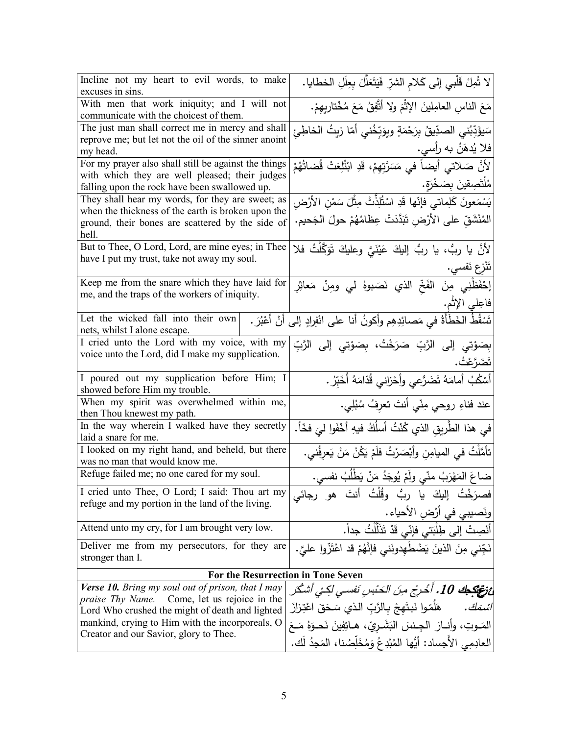| | |
|---|---|
| Incline not my heart to evil words, to make excuses in sins. | لا تُمِلْ قَلْبي إلى كَلامِ الشرِّ فَيَتَعَلَّلَ بِعِلَلِ الخطايا. |
| With men that work iniquity; and I will not communicate with the choicest of them. | مَعَ الناسِ العامِلينَ الإِثْمَ ولا أتَّفِقُ مَعَ مُخْتاريهِمْ. |
| The just man shall correct me in mercy and shall reprove me; but let not the oil of the sinner anoint my head. | سَيؤَدِّبُني الصدِّيقُ بِرَحْمَةٍ ويوَبِّخُني أمّا زيتُ الخاطِئِ فلا يُدهَنُ به رأسي. |
| For my prayer also shall still be against the things with which they are well pleased; their judges falling upon the rock have been swallowed up. | لأنَّ صَلاتي أيضاً في مَسَرَّتِهِمْ، قَدِ ابْتُلِعَتْ قُضاتُهُمْ مُلْتَصِقينَ بِصَخْرَةٍ. |
| They shall hear my words, for they are sweet; as when the thickness of the earth is broken upon the ground, their bones are scattered by the side of hell. | يَسْمَعونَ كَلِماتي فإنّها قَدِ اسْتُلِذَّتْ مِثْلَ سَمْنِ الأرْضِ المُنْشَقِّ على الأرْضِ تَبَدَّدَتْ عِظامُهُمْ حولَ الجَحيم. |
| But to Thee, O Lord, Lord, are mine eyes; in Thee have I put my trust, take not away my soul. | لأنَّ يا ربُّ، يا ربُّ إليكَ عَيْنَيَّ وعليكَ تَوَكَّلْتُ فلا تَنْزِعِ نَفسي. |
| Keep me from the snare which they have laid for me, and the traps of the workers of iniquity. | إحْفَظْني مِنَ الفَخِّ الذي نَصَبوهُ لي ومِنْ مَعاثِرِ فاعِلي الإثْم. |
| Let the wicked fall into their own nets, whilst I alone escape. | تَسْقُطُ الخَطَأَةُ في مَصائِدِهِم وأكونُ أنا على انْفِرادٍ إلى أنْ أعْبُرَ. |
| I cried unto the Lord with my voice, with my voice unto the Lord, did I make my supplication. | بِصَوْتي إلى الرَّبِّ صَرَخْتُ، بِصَوْتي إلى الرَّبِّ تَضَرَّعْتُ. |
| I poured out my supplication before Him; I showed before Him my trouble. | أسْكُبُ أمامَهُ تَضَرُّعي وأحْزاني قُدّامَهُ أُخَبِّرُ. |
| When my spirit was overwhelmed within me, then Thou knewest my path. | عند فناءِ روحي مِنّي أنتَ تعرِفُ سُبُلِي. |
| In the way wherein I walked have they secretly laid a snare for me. | في هذا الطَّريقِ الذي كُنْتُ أسلُكُ فيهِ أخْفَوا ليَ فخّاً. |
| I looked on my right hand, and beheld, but there was no man that would know me. | تأمَّلْتُ في الميامِنِ وأبْصَرْتُ فلَمْ يَكُنْ مَنْ يَعرِفُني. |
| Refuge failed me; no one cared for my soul. | ضاعَ المَهْرَبُ منّي ولَمْ يُوجَدُ مَنْ يَطْلُبُ نفسي. |
| I cried unto Thee, O Lord; I said: Thou art my refuge and my portion in the land of the living. | فصرَخْتُ إليكَ يا ربُّ وقُلْتُ أنتَ هو رجائي ونَصيبي في أرْضِ الأحياء. |
| Attend unto my cry, for I am brought very low. | أنْصِتْ إلى طِلْبَتي فإنّي قَدْ تَذَلَّلْتُ جداً. |
| Deliver me from my persecutors, for they are stronger than I. | نَجِّني مِنَ الذينَ يَضْطَهِدونَني فإنَّهُمْ قد اعْتَزّوا عليَّ. |
| **For the Resurrection in Tone Seven** | |
| ***Verse 10.*** *Bring my soul out of prison, that I may praise Thy Name.* Come, let us rejoice in the Lord Who crushed the might of death and lighted mankind, crying to Him with the incorporeals, O Creator and our Savior, glory to Thee. | ***ع10.*** *أَخْرِجْ مِنَ الحَبْسِ نَفسي لِكَيْ أشكُرَ اسْمَكَ.* هَلُمّوا نَبتَهِجُ بِالرَّبِّ الذي سَحَقَ اعْتِزازَ المَوتِ، وأنارَ الجِنسَ البَشَرِيّ، هاتِفِينَ نَحوَهُ مَعَ العادِمي الأَجساد: أيُّها المُبْدِعُ وَمُخَلِّصُنا، المَجدُ لَك. |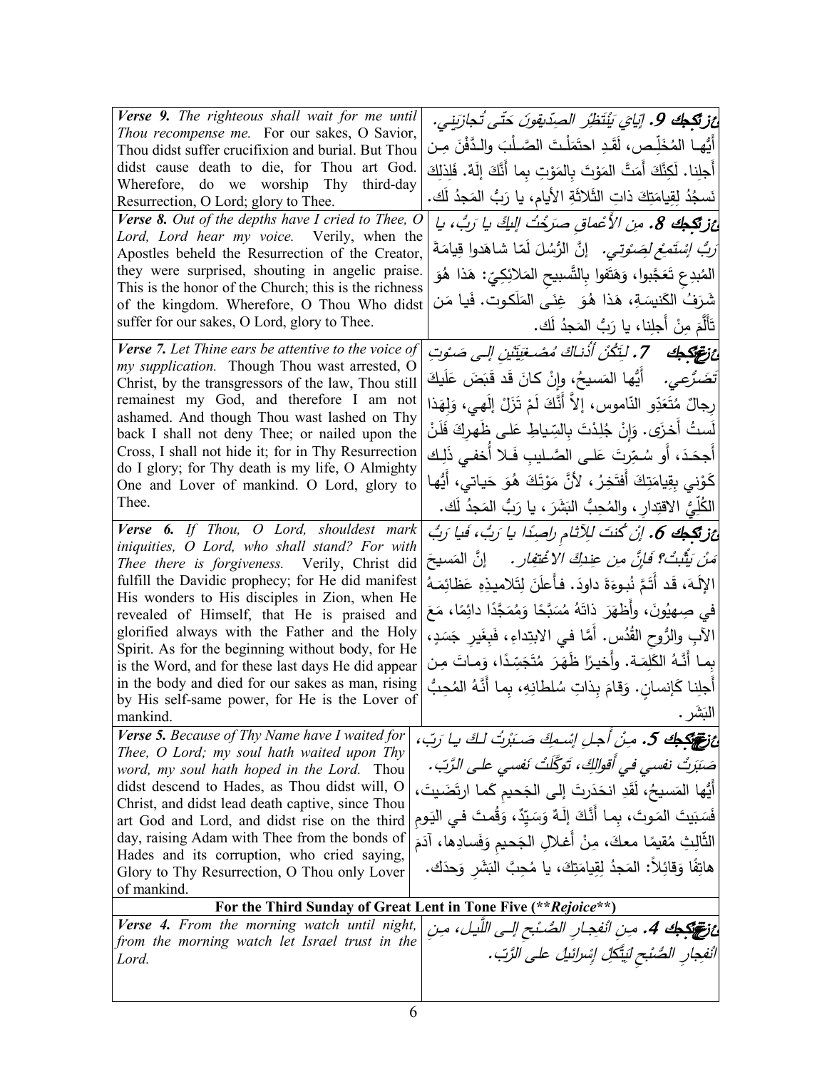| English | Arabic |
|---|---|
| ***Verse 9.*** *The righteous shall wait for me until Thou recompense me.* For our sakes, O Savior, Thou didst suffer crucifixion and burial. But Thou didst cause death to die, for Thou art God. Wherefore, do we worship Thy third-day Resurrection, O Lord; glory to Thee. | ***ع: 9.*** *إيّايَ يَنْتَظِرُ الصدِّيقونَ حَتّى تُجازِيَني.* أَيُّها المُخَلِّص، لَقَدِ احتَمَلْتَ الصَّلْبَ والدَّفْنَ مِن أجلِنا. لَكِنَّكَ أَمَتَّ المَوْتَ بالمَوْتِ بِما أَنَّكَ إِلَهٌ. فَلِذلِكَ نَسجُدُ لِقِيامَتِكَ ذاتِ الثَّلاثَةِ الأيامِ، يا رَبُّ المَجدُ لَك. |
| ***Verse 8.*** *Out of the depths have I cried to Thee, O Lord, Lord hear my voice.* Verily, when the Apostles beheld the Resurrection of the Creator, they were surprised, shouting in angelic praise. This is the honor of the Church; this is the richness of the kingdom. Wherefore, O Thou Who didst suffer for our sakes, O Lord, glory to Thee. | ***ع: 8.*** *مِن الأَعْماقِ صَرَخْتُ إليكَ يا رَبُّ، يا رَبُّ إِسْتَمِعْ لِصَوْتي.* إنَّ الرُّسُلَ لَمّا شاهَدوا قِيامَةَ المُبدِعِ تَعَجَّبوا، وَهَتَفوا بِالتَّسبيحِ المَلائِكِيّ: هَذا هُوَ شَرَفُ الكَنيسَةِ، هَذا هُوَ غِنَى المَلَكوت. فَيا مَن تَأَلَّمَ مِنْ أَجلِنا، يا رَبُّ المَجدُ لَك. |
| ***Verse 7.*** *Let Thine ears be attentive to the voice of my supplication.* Though Thou wast arrested, O Christ, by the transgressors of the law, Thou still remainest my God, and therefore I am not ashamed. And though Thou wast lashed on Thy back I shall not deny Thee; or nailed upon the Cross, I shall not hide it; for in Thy Resurrection do I glory; for Thy death is my life, O Almighty One and Lover of mankind. O Lord, glory to Thee. | ***ع: 7.*** *لِتَكُنْ أُذُناكَ مُصْغِيَتَيْنِ إِلى صَوْتِ تَضَرُّعي.* أَيُّها المَسيحُ، وإنْ كانَ قَد قَبَضَ عَلَيكَ رِجالٌ مُتَعَدّو النّاموس، إلاّ أَنَّكَ لَمْ تَزَلْ إلَهي، وَلِهَذا لَستُ أَخزَى. وَإنْ جُلِدْتَ بِالسِّياطِ عَلى ظَهرِكَ فَلَنْ أَجحَدَ، أَو سُمِّرتَ عَلى الصَّليبِ فَلا أُخفي ذَلِكَ كَوْني بِقِيامَتِكَ أَفتَخِرُ، لأنَّ مَوْتَكَ هُوَ حَياتي، أَيُّها الكُلِّيُّ الاقتِدارِ، والمُحِبُّ البَشَرَ، يا رَبُّ المَجدُ لَك. |
| ***Verse 6.*** *If Thou, O Lord, shouldest mark iniquities, O Lord, who shall stand? For with Thee there is forgiveness.* Verily, Christ did fulfill the Davidic prophecy; for He did manifest His wonders to His disciples in Zion, when He revealed of Himself, that He is praised and glorified always with the Father and the Holy Spirit. As for the beginning without body, for He is the Word, and for these last days He did appear in the body and died for our sakes as man, rising by His self-same power, for He is the Lover of mankind. | ***ع: 6.*** *إنْ كُنتَ للآثامِ راصِدًا يا رَبُّ، فَيا رَبُّ مَنْ يَثْبُتُ؟ فَإنَّ مِن عِندِكَ الاغْتِفار.* إنَّ المَسيحَ الإلَهَ، قَد أَتَمَّ نُبوءَةَ داودَ. فأَعلَنَ لِتَلاميذِهِ عَظائِمَهُ في صِهيُونَ، وأَظهَرَ ذاتَهُ مُسَبَّحًا وَمُمَجَّدًا دائِمًا، مَعَ الآبِ والرُّوحِ القُدُس. أَمّا في الابتِداءِ، فَبِغَيرِ جَسَدٍ، بِما أَنَّهُ الكَلِمَة. وأَخيرًا ظَهَرَ مُتَجَسِّدًا، وَماتَ مِن أَجلِنا كَإنسانٍ. وَقامَ بِذاتِ سُلطانِهِ، بِما أَنَّهُ المُحِبُّ البَشَر. |
| ***Verse 5.*** *Because of Thy Name have I waited for Thee, O Lord; my soul hath waited upon Thy word, my soul hath hoped in the Lord.* Thou didst descend to Hades, as Thou didst will, O Christ, and didst lead death captive, since Thou art God and Lord, and didst rise on the third day, raising Adam with Thee from the bonds of Hades and its corruption, who cried saying, Glory to Thy Resurrection, O Thou only Lover of mankind. | ***ع: 5.*** *مِنْ أَجلِ إِسْمِكَ صَبَرْتُ لَكَ يا رَبّ، صَبَرَتْ نَفسي في أَقوالِكَ، تَوَكَّلَتْ نَفسي على الرَّبّ.* أَيُّها المَسيحُ، لَقَدِ انحَدَرتَ إلى الجَحيمِ كَما ارتَضَيتَ، فَسَبَيتَ المَوتَ، بِما أَنَّكَ إلَهٌ وَسَيِّدٌ، وَقُمتَ في اليَومِ الثّالِثِ مُقيمًا معكَ، مِنْ أَغلالِ الجَحيمِ وَفَسادِها، آدَمَ هاتِفًا وَقائِلاً: المَجدُ لِقِيامَتِكَ، يا مُحِبَّ البَشَرِ وَحدَك. |
| **For the Third Sunday of Great Lent in Tone Five (*\*\*Rejoice\*\**)** | |
| ***Verse 4.*** *From the morning watch until night, from the morning watch let Israel trust in the Lord.* | ***ع: 4.*** *مِن انْفِجارِ الصُّبْحِ إلى اللَّيل، مِن انْفِجارِ الصُّبحِ لِيَتَّكِلْ إسْرائيلُ على الرَّبّ.* |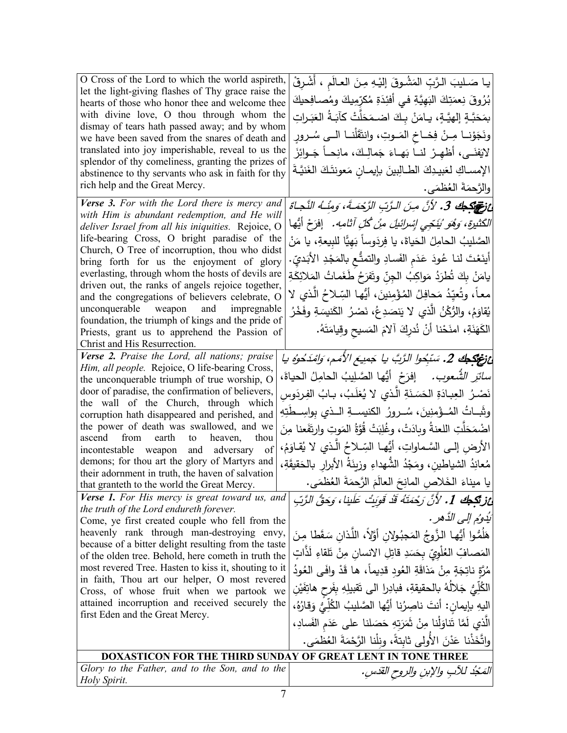| | |
|---|---|
| O Cross of the Lord to which the world aspireth, let the light-giving flashes of Thy grace raise the hearts of those who honor thee and welcome thee with divine love, O thou through whom the dismay of tears hath passed away; and by whom we have been saved from the snares of death and translated into joy imperishable, reveal to us the splendor of thy comeliness, granting the prizes of abstinence to thy servants who ask in faith for thy rich help and the Great Mercy. | يا صَليبَ الرَّبِّ المَشُوقَ إليْهِ مِنَ العالَمِ ، أَشْرِقْ بُرُوقَ نِعمَتِكَ البَهِيَّةِ في أفئِدَةِ مُكرِّميكَ ومُصافِحيكَ بمَحَبَّةٍ إلهيَّةٍ، يامَنْ بِكَ اضمَحَلَّتْ كآبَةُ العَبَراتِ ونَجَوْنا مِنْ فِخاخِ المَوتِ، وانتَقَلْنا الى سُرورٍ لايَفنَى، أظهِرْ لنا بَهاءَ جَمالِكَ، مانِحاً جَوائِزَ الإمساكِ لعَبيدِكَ الطالِبينَ بإيمانٍ مَعونتَكَ الغَنيَّةَ والرَّحمَةَ العُظمَى. |
| ***Verse 3.*** *For with the Lord there is mercy and with Him is abundant redemption, and He will deliver Israel from all his iniquities.* Rejoice, O life-bearing Cross, O bright paradise of the Church, O Tree of incorruption, thou who didst bring forth for us the enjoyment of glory everlasting, through whom the hosts of devils are driven out, the ranks of angels rejoice together, and the congregations of believers celebrate, O unconquerable weapon and impregnable foundation, the triumph of kings and the pride of Priests, grant us to apprehend the Passion of Christ and His Resurrection. | ***عزعكيك 3.*** *لأنَّ مِنَ الرَّبِّ الرَّحْمَةَ، وَمِنْهُ النَّجاةَ الكَثيرةَ، وَهُوَ يُنَجِّي إسْرائيلَ مِنْ كُلِّ آثامِه.* إفرَحْ أيُّها الصَّليبُ الحامِلُ الحَياةَ، يا فِردَوساً بَهيًّا للبيعةِ، يا مَنْ أينَعْتَ لنا عُودَ عَدَمِ الفَسادِ والتمتُّعِ بالمَجْدِ الأبَديّ. يامَنْ بِكَ تُطرَدُ مَواكِبُ الجِنِّ وتَفرَحُ طَغَماتُ المَلائِكَةِ معاً، وتُعيِّدُ مَحافِلُ المُؤمِنينَ، أيُّها السِّلاحُ الَّذي لا يُقاوَمُ، والرُّكْنُ الَّذي لا يَنصَدِعُ، نَصْرُ الكَنيسَةِ وفَخْرُ الكَهَنَةِ، امنَحْنا أنْ نُدرِكَ آلامَ المَسيحِ وقِيامَتَهُ. |
| ***Verse 2.*** *Praise the Lord, all nations; praise Him, all people.* Rejoice, O life-bearing Cross, the unconquerable triumph of true worship, O door of paradise, the confirmation of believers, the wall of the Church, through which corruption hath disappeared and perished, and the power of death was swallowed, and we ascend from earth to heaven, thou incontestable weapon and adversary of demons; for thou art the glory of Martyrs and their adornment in truth, the haven of salvation that granteth to the world the Great Mercy. | ***عزعكيك 2.*** *سَبِّحوا الرَّبَّ يا جَميعَ الأُمَمِ، وامْدَحُوهُ يا سائِرَ الشُّعوب.* إفرَحْ أيُّها الصَّليبُ الحامِلُ الحياةَ، نَصْرُ العِبادَةِ الحَسَنَةِ الَّذي لا يُغلَبُ، بابُ الفِردَوسِ وثَباتُ المُؤمِنينَ، سُورُ الكنيسةِ الذي بواسِطَتِهِ اضْمَحَلَّتِ اللعنةُ وبادَتْ، وغُلِبَتْ قُوَّةُ المَوتِ وارتَفَعنا مِنَ الأرضِ إلى السَّماواتِ، أيُّها السِّلاحُ الَّذي لا يُقاوَمُ، مُعانِدُ الشياطينِ، ومَجْدُ الشُّهداءِ وزينَةُ الأبرارِ بالحَقيقَةِ، يا ميناءَ الخَلاصِ المانِحَ العالَمَ الرَّحمَةَ العُظمَى. |
| ***Verse 1.*** *For His mercy is great toward us, and the truth of the Lord endureth forever.* Come, ye first created couple who fell from the heavenly rank through man-destroying envy, because of a bitter delight resulting from the taste of the olden tree. Behold, here cometh in truth the most revered Tree. Hasten to kiss it, shouting to it in faith, Thou art our helper, O most revered Cross, of whose fruit when we partook we attained incorruption and received securely the first Eden and the Great Mercy. | ***عزعكيك 1.*** *لأنَّ رَحْمَتَهُ قَدْ قَوِيَتْ عَلَينا، وَحَقُّ الرَّبِّ يَدُومُ إلى الدَّهر.* هَلُمُّوا أيُّها الزَّوجُ المَجبُولانِ أوَّلاً، اللَّذانِ سَقَطا مِنَ المَصافِّ العُلْوِيِّ بِحَسَدٍ قاتِلِ الانسانِ مِنْ تَلاقِ لَذَّاتٍ مُرَّةٍ ناتِجَةٍ مِنْ مَذاقَةِ العُودِ قديماً، ها قَدْ وافَى العُودُ الكُلِّيُّ جَلالُهُ بالحقيقةِ، فبادِرا الى تَقبيلِهِ بفَرحٍ هاتِفَيْنِ اليهِ بإيمانٍ: أنتَ ناصِرُنا أيُّها الصَّليبُ الكُلِّيُّ وَقارُهُ، الَّذي لَمَّا تَناوَلْنا مِنْ ثَمَرَتِهِ حَصَلنا على عَدَمِ الفَسادِ، واتَّخَذْنا عَدْنَ الأُولى ثابِتةً، ونِلْنا الرَّحْمَةَ العُظمَى. |
| **DOXASTICON FOR THE THIRD SUNDAY OF GREAT LENT IN TONE THREE** | |
| *Glory to the Father, and to the Son, and to the Holy Spirit.* | *المَجْدُ للآبِ والإبنِ والروحِ القدس.* |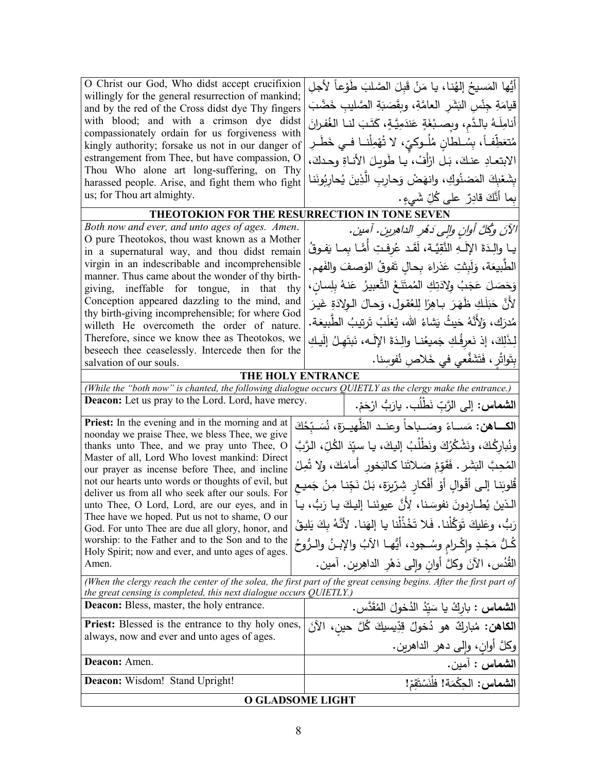| O Christ our God, Who didst accept crucifixion willingly for the general resurrection of mankind; and by the red of the Cross didst dye Thy fingers with blood; and with a crimson dye didst compassionately ordain for us forgiveness with kingly authority; forsake us not in our danger of estrangement from Thee, but have compassion, O Thou Who alone art long-suffering, on Thy harassed people. Arise, and fight them who fight us; for Thou art almighty. | أيُّها المَسيحُ إلهُنا، يا مَنْ قَبِلَ الصَّلبَ طَوْعاً لأجلِ قيامَةِ جِنْسِ البَشَرِ العامَّةِ، وبِقَصَبَةِ الصَّليبِ خَضَّبَ أنامِلَهُ بالدَّمِ، وبِصِبْغَةٍ عَندَمِيَّةٍ، كَتَبَ لنا الغُفرانَ مُتَعَطِّفاً، بِسُلطانٍ مُلُوكيٍّ، لا تُهْمِلْنا في خَطَرِ الابتعادِ عنكَ، بَل ارْأَفْ، يا طَويلَ الأناةِ وحدكَ، بِشَعْبِكَ المَضنُوكِ، وانهَضْ وَحارِبِ الَّذِينَ يُحارِبُونَنا بِما أنَّكَ قادِرٌ على كُلِّ شَيءٍ. |
|---|---|

## THEOTOKION FOR THE RESURRECTION IN TONE SEVEN

| *Both now and ever, and unto ages of ages. Amen.* O pure Theotokos, thou wast known as a Mother in a supernatural way, and thou didst remain virgin in an indescribable and incomprehensible manner. Thus came about the wonder of thy birth-giving, ineffable for tongue, in that thy Conception appeared dazzling to the mind, and thy birth-giving incomprehensible; for where God willeth He overcometh the order of nature. Therefore, since we know thee as Theotokos, we beseech thee ceaselessly. Intercede then for the salvation of our souls. | *الآنَ وكُلَّ أوانٍ وإلى دَهْرِ الداهرين. آمين.* يا والِدَةَ الإلَهِ النَّقِيَّة، لَقَد عُرِفتِ أُمًّا بِما يَفوقُ الطَّبيعَة، وَلَبِثتِ عَذراءَ بِحالٍ تَفوقُ الوَصفَ والفَهم. وَحَصَلَ عَجَبُ وِلادَتِكِ المُمتَنَعُ التَّعبيرُ عَنهُ بِلِسان، لأَنَّ حَبَلَكِ ظَهَرَ باهِرًا لِلعُقول، وحالَ الوِلادَةِ غَيرَ مُدرَك، وَلأَنَّهُ حَيثُ يَشاءُ الله، يُغلَبُ تَرتيبُ الطَّبيعَة. لِذَلِكَ، إذ نَعرِفُكِ جَميعُنا والِدَةَ الإلَه، نَبتَهِلُ إلَيكِ بِتَواتُرٍ، فَتَشَفَّعي في خَلاصِ نُفوسِنا. |
|---|---|

## THE HOLY ENTRANCE

*(While the "both now" is chanted, the following dialogue occurs QUIETLY as the clergy make the entrance.)*

| **Deacon:** Let us pray to the Lord. Lord, have mercy. | **الشماس:** إلى الرَّبِّ نَطْلُب. يارَبُّ ارْحَمْ. |
|---|---|
| **Priest:** In the evening and in the morning and at noonday we praise Thee, we bless Thee, we give thanks unto Thee, and we pray unto Thee, O Master of all, Lord Who lovest mankind: Direct our prayer as incense before Thee, and incline not our hearts unto words or thoughts of evil, but deliver us from all who seek after our souls. For unto Thee, O Lord, Lord, are our eyes, and in Thee have we hoped. Put us not to shame, O our God. For unto Thee are due all glory, honor, and worship: to the Father and to the Son and to the Holy Spirit; now and ever, and unto ages of ages. Amen. | **الكـاهن:** مَساءً وصَباحاً وعند الظَّهيرَة، نُسَبِّحُكَ ونُبارِكُكَ، ونَشْكُرُكَ ونَطْلُبُ إليكَ، يا سيِّدَ الكُلِّ، الرَّبَّ المُحِبَّ البَشَر. فَقَوِّمْ صَلاتَنا كالبَخورِ أَمامَكَ، ولا تُمِلْ قُلوبَنا إلى أقْوالٍ أوْ أفْكارٍ شِرّيرَة، بَلْ نَجِّنا مِنْ جَميعِ الذينَ يُطارِدونَ نفوسَنا، لأَنَّ عيونَنا إليكَ يا رَبُّ، يا رَبُّ، وعَليكَ تَوَكَّلْنا. فَلا تَخْذُلْنا يا إلهَنا. لأنَّهُ بِكَ يَليقُ كُلُّ مَجْدٍ وإكْرامٍ وسُجود، أيُّها الآبُ والإبنُ والرُّوحُ القُدُس، الآنَ وكلَّ أوانٍ وإلى دَهْرِ الداهِرين. آمين. |

*(When the clergy reach the center of the solea, the first part of the great censing begins. After the first part of the great censing is completed, this next dialogue occurs QUIETLY.)*

| **Deacon:** Bless, master, the holy entrance. | **الشماس :** بارِكْ يا سَيِّدُ الدُخولَ المُقَدَّس. |
|---|---|
| **Priest:** Blessed is the entrance to thy holy ones, always, now and ever and unto ages of ages. | **الكاهن:** مُباركٌ هو دُخولُ قِدّيسيكَ كُلَّ حينٍ، الآنَ وكلَّ أوانٍ، وإلى دهرِ الداهرين. |
| **Deacon:** Amen. | **الشماس :** آمين. |
| **Deacon:** Wisdom! Stand Upright! | **الشماس:** الحِكْمَة! فلْنَسْتَقِمْ! |

## O GLADSOME LIGHT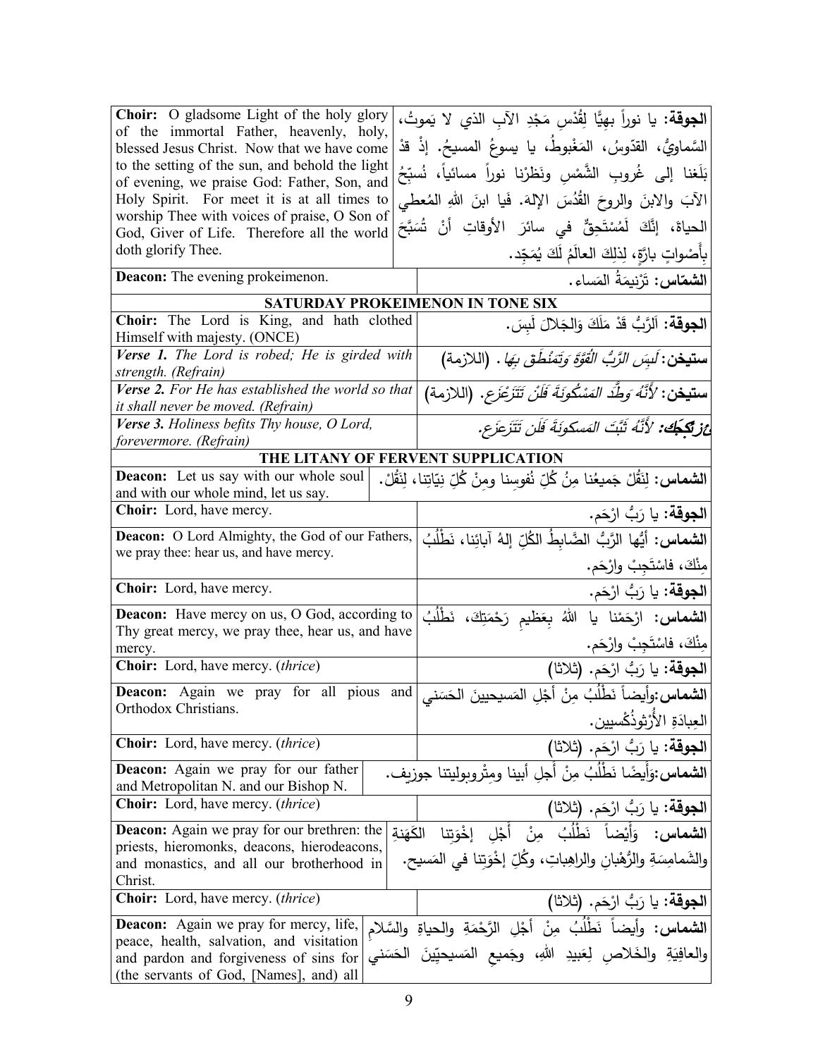| English | Arabic |
|---|---|
| **Choir:** O gladsome Light of the holy glory of the immortal Father, heavenly, holy, blessed Jesus Christ. Now that we have come to the setting of the sun, and behold the light of evening, we praise God: Father, Son, and Holy Spirit. For meet it is at all times to worship Thee with voices of praise, O Son of God, Giver of Life. Therefore all the world doth glorify Thee. | **الجوقة:** يا نوراً بهيًّا لِقُدْسِ مَجْدِ الآبِ الذي لا يَموتُ، السَّماويُّ، القدّوسُ، المَغْبوطُ، يا يسوعُ المسيحُ. إذْ قدْ بَلَغنا إلى غُروبِ الشَّمْسِ ونَظَرْنا نوراً مسائياً، نُسبِّحُ الآبَ والابنَ والروحَ القُدُسَ الإلهَ. فَيا ابنَ اللهِ المُعطي الحياةَ، إنَّكَ لَمُسْتَحِقٌّ في سائرَ الأوقاتِ أنْ تُسَبَّحَ بِأَصْواتٍ بارَّةٍ، لِذلِكَ العالَمُ لَكَ يُمَجِّد. |
| **Deacon:** The evening prokeimenon. | **الشمّاس:** تَرْنيمَةُ المَساء. |
| **SATURDAY PROKEIMENON IN TONE SIX** | |
| **Choir:** The Lord is King, and hath clothed Himself with majesty. (ONCE) | **الجوقة:** اَلرَّبُّ قَدْ مَلَكَ وَالجَلالَ لَبِسَ. |
| ***Verse 1.*** *The Lord is robed; He is girded with strength. (Refrain)* | **ستيخن:** *لَبِسَ الرَّبُّ القُوَّةَ وَتَمَنْطَقَ بِهَا.* (اللازمة) |
| ***Verse 2.*** *For He has established the world so that it shall never be moved. (Refrain)* | **ستيخن:** *لأَنَّهُ وَطَّدَ المَسْكُونَةَ فَلَنْ تَتَزَعْزَع.* (اللازمة) |
| ***Verse 3.*** *Holiness befits Thy house, O Lord, forevermore. (Refrain)* | ***ع/ زِكِجِك:*** *لأَنَّهُ ثَبَّتَ المَسكونَةَ فَلَن تَتَزَعزَع.* |
| **THE LITANY OF FERVENT SUPPLICATION** | |
| **Deacon:** Let us say with our whole soul and with our whole mind, let us say. | **الشماس:** لِنَقُلْ جَميعُنا مِنْ كُلِّ نُفوسِنا ومِنْ كُلِّ نِيّاتِنا، لِنَقُلْ. |
| **Choir:** Lord, have mercy. | **الجوقة:** يا رَبُّ ارْحَم. |
| **Deacon:** O Lord Almighty, the God of our Fathers, we pray thee: hear us, and have mercy. | **الشماس:** أيُّها الرَّبُّ الضَّابِطُ الكُلِّ إلهُ آبائِنا، نَطْلُبُ مِنْكَ، فاسْتَجِبْ وارْحَم. |
| **Choir:** Lord, have mercy. | **الجوقة:** يا رَبُّ ارْحَم. |
| **Deacon:** Have mercy on us, O God, according to Thy great mercy, we pray thee, hear us, and have mercy. | **الشماس:** ارْحَمْنا يا اللهُ بِعَظيمِ رَحْمَتِكَ، نَطْلُبُ مِنْكَ، فاسْتَجِبْ وارْحَم. |
| **Choir:** Lord, have mercy. (*thrice*) | **الجوقة:** يا رَبُّ ارْحَم. (ثلاثا) |
| **Deacon:** Again we pray for all pious and Orthodox Christians. | **الشماس:**وأيضاً نَطْلُبُ مِنْ أجْلِ المَسيحيينَ الحَسَني العِبادَةِ الأُرْثوذُكْسيين. |
| **Choir:** Lord, have mercy. (*thrice*) | **الجوقة:** يا رَبُّ ارْحَم. (ثلاثا) |
| **Deacon:** Again we pray for our father and Metropolitan N. and our Bishop N. | **الشماس:**وَأيضًا نَطْلُبُ مِنْ أجلِ أبينا ومِتْروبوليتنا جوزيف. |
| **Choir:** Lord, have mercy. (*thrice*) | **الجوقة:** يا رَبُّ ارْحَم. (ثلاثا) |
| **Deacon:** Again we pray for our brethren: the priests, hieromonks, deacons, hierodeacons, and monastics, and all our brotherhood in Christ. | **الشماس:** وَأَيْضاً نَطْلُبُ مِنْ أَجْلِ إخْوَتِنا الكَهَنةِ والشَمامِسَةِ والرُّهْبانِ والراهِباتِ، وكُلِّ إخْوَتِنا في المَسيح. |
| **Choir:** Lord, have mercy. (*thrice*) | **الجوقة:** يا رَبُّ ارْحَم. (ثلاثا) |
| **Deacon:** Again we pray for mercy, life, peace, health, salvation, and visitation and pardon and forgiveness of sins for (the servants of God, [Names], and) all | **الشماس:** وأيضاً نَطْلُبُ مِنْ أَجْلِ الرَّحْمَةِ والحياةِ والسَّلامِ والعافِيَةِ والخَلاصِ لِعَبيدِ اللهِ، وجَميعِ المَسيحيّينَ الحَسَني |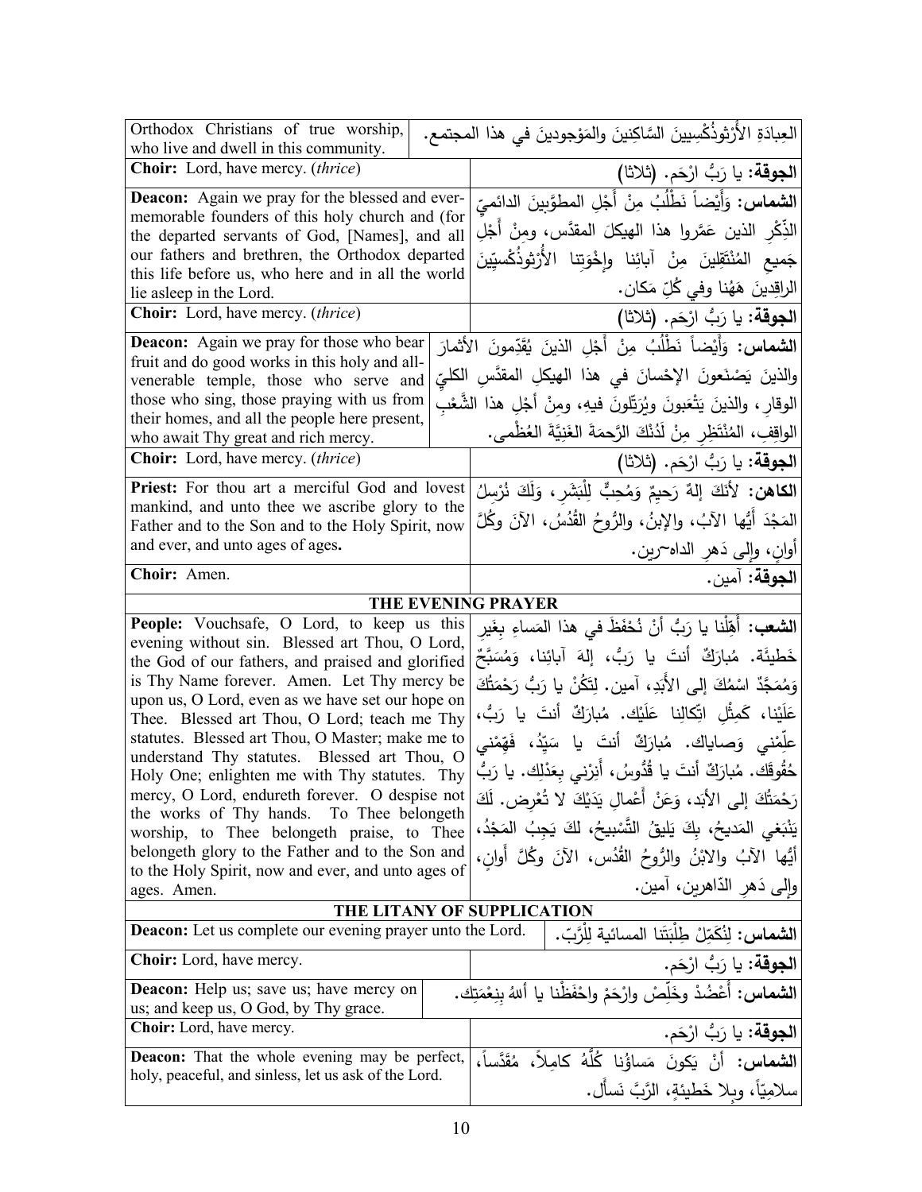| | |
|---|---|
| Orthodox Christians of true worship, who live and dwell in this community. | العِبادَةِ الأُرْثوذُكْسِيينَ السَّاكِنينَ والمَوْجودينَ في هذا المجتمع. |
| **Choir:** Lord, have mercy. (*thrice*) | **الجوقة:** يا رَبُّ ارْحَم. (ثلاثا) |
| **Deacon:** Again we pray for the blessed and ever-memorable founders of this holy church and (for the departed servants of God, [Names], and all our fathers and brethren, the Orthodox departed this life before us, who here and in all the world lie asleep in the Lord. | **الشماس:** وَأَيْضاً نَطْلُبُ مِنْ أَجْلِ المطوَّبينَ الدائميّ الذِّكْرِ الذين عَمَّروا هذا الهيكلَ المقدَّس، ومِنْ أَجْلِ جَميعِ المُنْتَقِلينَ مِنْ آبائِنا وإخْوَتِنا الأُرْثوذُكْسِيّينَ الراقِدينَ هَهُنا وفي كُلِّ مَكان. |
| **Choir:** Lord, have mercy. (*thrice*) | **الجوقة:** يا رَبُّ ارْحَم. (ثلاثا) |
| **Deacon:** Again we pray for those who bear fruit and do good works in this holy and all-venerable temple, those who serve and those who sing, those praying with us from their homes, and all the people here present, who await Thy great and rich mercy. | **الشماس:** وَأَيْضاً نَطْلُبُ مِنْ أَجْلِ الذينَ يُقَدِّمونَ الأثمارَ والذينَ يَصْنَعونَ الإحْسانَ في هذا الهيكلِ المقدَّسِ الكليِّ الوقارِ، والذينَ يَتْعَبونَ ويُرَتِّلونَ فيهِ، ومِنْ أَجْلِ هذا الشَّعْبِ الواقِفِ، المُنْتَظِرِ مِنْ لَدُنْكَ الرَّحمةَ الغَنِيَّةَ العُظْمى. |
| **Choir:** Lord, have mercy. (*thrice*) | **الجوقة:** يا رَبُّ ارْحَم. (ثلاثا) |
| **Priest:** For thou art a merciful God and lovest mankind, and unto thee we ascribe glory to the Father and to the Son and to the Holy Spirit, now and ever, and unto ages of ages. | **الكاهن:** لأنَكَ إلهٌ رَحيمٌ وَمُحِبٌّ لِلْبَشَرِ، وَلَكَ نُرْسِلُ المَجْدَ أَيُّها الآبُ، والإبنُ، والرُّوحُ القُدُسُ، الآنَ وكُلَّ أوانٍ، وإلى دَهرِ الداهـرين. |
| **Choir:** Amen. | **الجوقة:** آمين. |

## THE EVENING PRAYER

| | |
|---|---|
| **People:** Vouchsafe, O Lord, to keep us this evening without sin. Blessed art Thou, O Lord, the God of our fathers, and praised and glorified is Thy Name forever. Amen. Let Thy mercy be upon us, O Lord, even as we have set our hope on Thee. Blessed art Thou, O Lord; teach me Thy statutes. Blessed art Thou, O Master; make me to understand Thy statutes. Blessed art Thou, O Holy One; enlighten me with Thy statutes. Thy mercy, O Lord, endureth forever. O despise not the works of Thy hands. To Thee belongeth worship, to Thee belongeth praise, to Thee belongeth glory to the Father and to the Son and to the Holy Spirit, now and ever, and unto ages of ages. Amen. | **الشعب:** أَهِّلْنا يا رَبُّ أنْ نُحْفَظَ في هذا المَساءِ بِغَيرِ خَطيئَة. مُبارَكٌ أنتَ يا رَبُّ، إلهَ آبائِنا، وَمُسَبَّحٌ وَمُمَجَّدٌ اسْمُكَ إلى الأَبَدِ، آمين. لِتَكُنْ يا رَبُّ رَحْمَتُكَ عَلَيْنا، كَمِثْلِ اتِّكالِنا عَلَيْك. مُبارَكٌ أنتَ يا رَبُّ، عَلِّمْني وَصاياك. مُبارَكٌ أنتَ يا سَيِّدُ، فَهِّمْني حُقُوقَك. مُبارَكٌ أنتَ يا قُدُوسُ، أَنِرْني بِعَدْلِك. يا رَبُّ رَحْمَتُكَ إلى الأبَد، وَعَنْ أَعْمالِ يَدَيْكَ لا تُعْرِض. لَكَ يَنْبَغي المَديحُ، بِكَ يَليقُ التَّسْبيحُ، لكَ يَجِبُ المَجْدُ، أَيُّها الآبُ والابْنُ والرُّوحُ القُدُس، الآنَ وكُلَّ أَوانٍ، وإلى دَهرِ الدّاهرين، آمين. |

## THE LITANY OF SUPPLICATION

| | |
|---|---|
| **Deacon:** Let us complete our evening prayer unto the Lord. | **الشماس:** لِنُكَمِّلْ طِلْبَتَنا المسائية لِلْرَّبّ. |
| **Choir:** Lord, have mercy. | **الجوقة:** يا رَبُّ ارْحَم. |
| **Deacon:** Help us; save us; have mercy on us; and keep us, O God, by Thy grace. | **الشماس:** أَعْضُدْ وخَلِّصْ وارْحَمْ واحْفَظْنا يا أللهُ بِنِعْمَتِك. |
| **Choir:** Lord, have mercy. | **الجوقة:** يا رَبُّ ارْحَم. |
| **Deacon:** That the whole evening may be perfect, holy, peaceful, and sinless, let us ask of the Lord. | **الشماس:** أنْ يَكونَ مَساؤُنا كُلُّهُ كامِلاً، مُقَدَّساً، سلامِيّاً، وبِلا خَطيئَةٍ، الرَّبَّ نَسأَل. |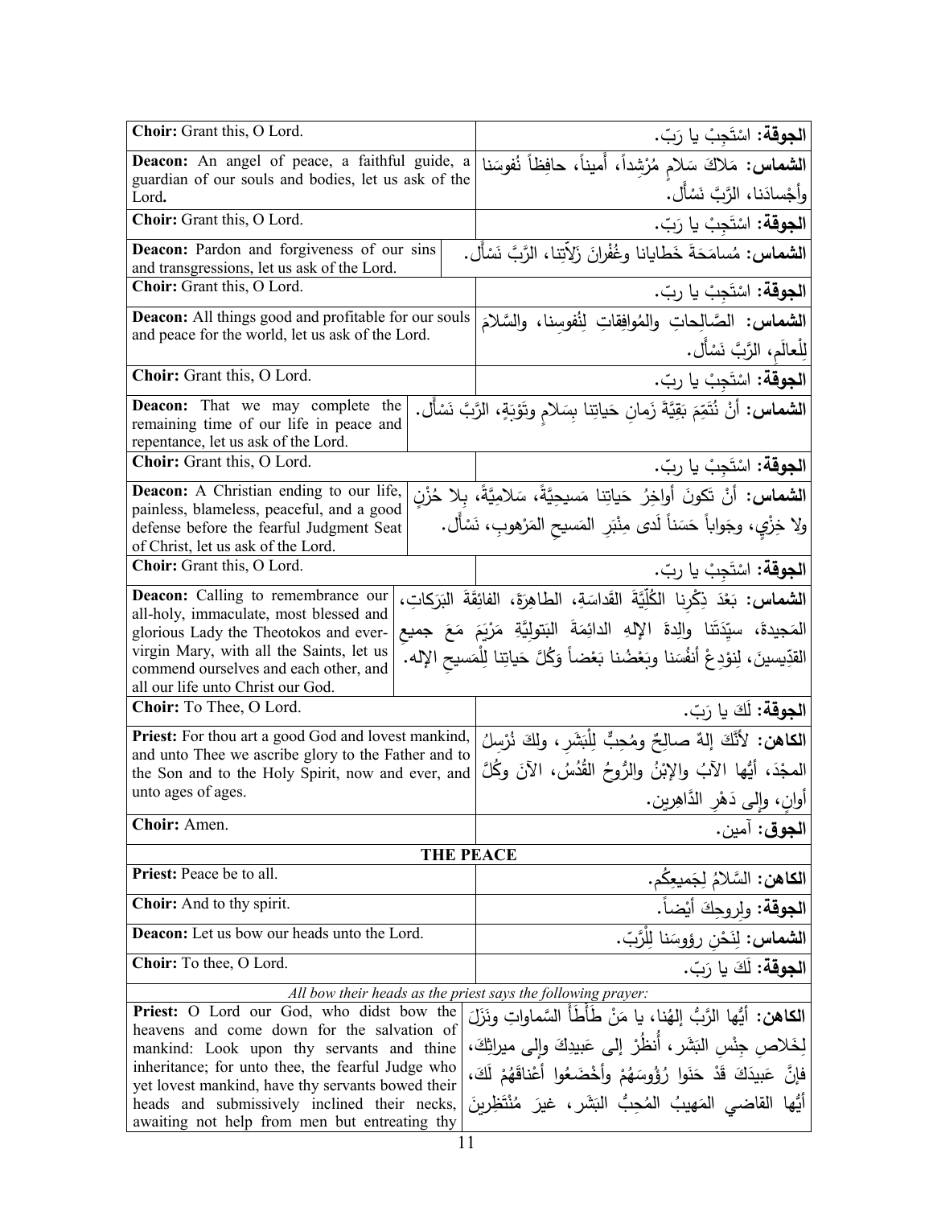| English | Arabic |
|---|---|
| **Choir:** Grant this, O Lord. | **الجوقة:** اسْتَجِبْ يا رَبّ. |
| **Deacon:** An angel of peace, a faithful guide, a guardian of our souls and bodies, let us ask of the Lord**.** | **الشماس:** مَلاكَ سَلامٍ مُرْشِداً، أَميناً، حافِظاً نُفوسَنا وأَجْسادَنا، الرَّبَّ نَسْأَل. |
| **Choir:** Grant this, O Lord. | **الجوقة:** اسْتَجِبْ يا رَبّ. |
| **Deacon:** Pardon and forgiveness of our sins and transgressions, let us ask of the Lord. | **الشماس:** مُسامَحَةَ خَطايانا وغُفْرانَ زَلاّتِنا، الرَّبَّ نَسْأَل. |
| **Choir:** Grant this, O Lord. | **الجوقة:** اسْتَجِبْ يا ربّ. |
| **Deacon:** All things good and profitable for our souls and peace for the world, let us ask of the Lord. | **الشماس:** الصَّالِحاتِ والمُوافِقاتِ لِنُفوسِنا، والسَّلامَ لِلْعالَمِ، الرَّبَّ نَسْأَل. |
| **Choir:** Grant this, O Lord. | **الجوقة:** اسْتَجِبْ يا ربّ. |
| **Deacon:** That we may complete the remaining time of our life in peace and repentance, let us ask of the Lord. | **الشماس:** أَنْ نُتَمِّمَ بَقِيَّةَ زَمانِ حَياتِنا بِسَلامٍ وتَوْبَةٍ، الرَّبَّ نَسْأَل. |
| **Choir:** Grant this, O Lord. | **الجوقة:** اسْتَجِبْ يا ربّ. |
| **Deacon:** A Christian ending to our life, painless, blameless, peaceful, and a good defense before the fearful Judgment Seat of Christ, let us ask of the Lord. | **الشماس:** أَنْ تَكونَ أَواخِرُ حَياتِنا مَسيحِيَّةً، سَلامِيَّةً، بِلا حُزْنٍ ولا خِزْيٍ، وجَواباً حَسَناً لَدى مِنْبَرِ المَسيحِ المَرْهوبِ، نَسْأَل. |
| **Choir:** Grant this, O Lord. | **الجوقة:** اسْتَجِبْ يا ربّ. |
| **Deacon:** Calling to remembrance our all-holy, immaculate, most blessed and glorious Lady the Theotokos and ever-virgin Mary, with all the Saints, let us commend ourselves and each other, and all our life unto Christ our God. | **الشماس:** بَعْدَ ذِكْرِنا الكُلِّيَّةَ القَداسَةِ، الطاهِرَةَ، الفائِقَةَ البَرَكاتِ، المَجيدةَ، سيِّدَتَنا والِدةَ الإلهِ الدائِمَةَ البَتوليَّةِ مَرْيَمَ مَعَ جميعِ القدّيسينَ، لِنوْدِعْ أنفُسَنا وبَعْضُنا بَعْضاً وَكُلَّ حَياتِنا لِلْمَسيحِ الإله. |
| **Choir:** To Thee, O Lord. | **الجوقة:** لَكَ يا رَبّ. |
| **Priest:** For thou art a good God and lovest mankind, and unto Thee we ascribe glory to the Father and to the Son and to the Holy Spirit, now and ever, and unto ages of ages. | **الكاهن:** لأَنَّكَ إلهٌ صالِحٌ ومُحِبٌّ لِلْبَشَرِ، ولكَ نُرْسِلُ المجْدَ، أيُّها الآبُ والإبْنُ والرُّوحُ القُدُسُ، الآنَ وكُلَّ أوانٍ، وإلى دَهْرِ الدَّاهِرين. |
| **Choir:** Amen. | **الجوق:** آمين. |

**THE PEACE**

| English | Arabic |
|---|---|
| **Priest:** Peace be to all. | **الكاهن:** السَّلامُ لِجَميعِكُم. |
| **Choir:** And to thy spirit. | **الجوقة:** ولِروحِكَ أيْضاً. |
| **Deacon:** Let us bow our heads unto the Lord. | **الشماس:** لِنَحْنِ رؤوسَنا لِلْرَّبّ. |
| **Choir:** To thee, O Lord. | **الجوقة:** لَكَ يا رَبّ. |

*All bow their heads as the priest says the following prayer:*

| English | Arabic |
|---|---|
| **Priest:** O Lord our God, who didst bow the heavens and come down for the salvation of mankind: Look upon thy servants and thine inheritance; for unto thee, the fearful Judge who yet lovest mankind, have thy servants bowed their heads and submissively inclined their necks, awaiting not help from men but entreating thy | **الكاهن:** أيُّها الرَّبُّ إلهُنا، يا مَنْ طَأْطَأَ السَّماواتِ ونَزَلَ لِخَلاصِ جِنْسِ البَشَرِ، أُنظُرْ إلى عَبيدِكَ وإلى ميراثِكَ، فإنَّ عَبيدَكَ قَدْ حَنَوا رُؤُوسَهُمْ وأَخْضَعُوا أعْناقَهُمْ لَكَ، أيُّها القاضي المَهيبُ المُحِبُّ البَشَرِ، غيرَ مُنْتَظِرينَ |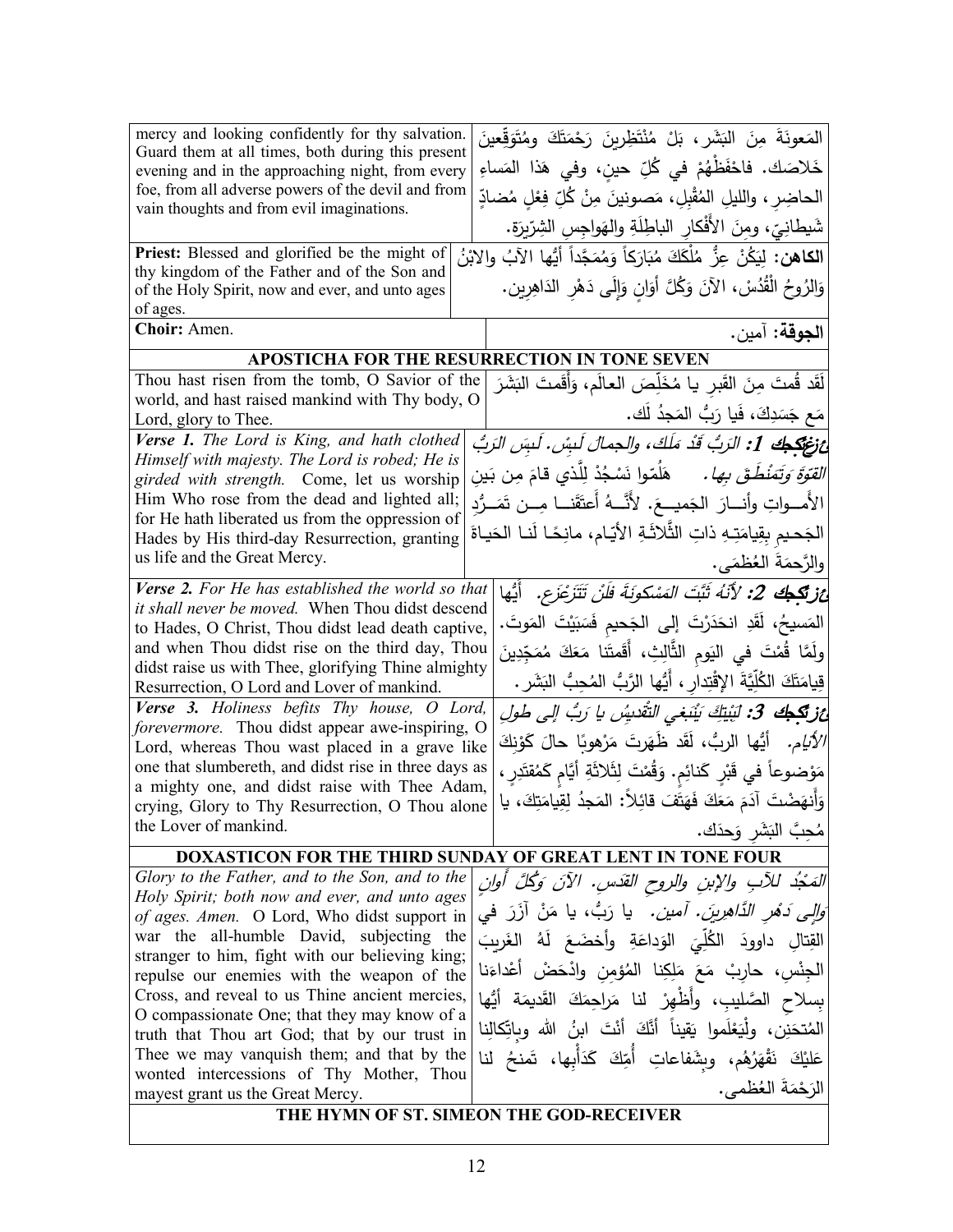| | |
|---|---|
| mercy and looking confidently for thy salvation. Guard them at all times, both during this present evening and in the approaching night, from every foe, from all adverse powers of the devil and from vain thoughts and from evil imaginations. | المَعونَةَ مِنَ البَشَر، بَلْ مُنْتَظِرينَ رَحْمَتَكَ ومُتَوَقِّعينَ خَلاصَك. فاحْفَظْهُمْ في كُلِّ حينٍ، وفي هَذا المَساءِ الحاضِرِ، والليلِ المُقْبِلِ، مَصونينَ مِنْ كُلِّ فِعْلٍ مُضادٍّ شَيطانِيّ، ومِنَ الأَفْكارِ الباطِلَةِ والهَواجِسِ الشِرّيرَة. |
| **Priest:** Blessed and glorified be the might of thy kingdom of the Father and of the Son and of the Holy Spirit, now and ever, and unto ages of ages. | **الكاهن:** لِيَكُنْ عِزُّ مُلْكَكَ مُبَارَكاً وَمُمَجَّداً أَيُّها الآبُ والابْنُ وَالرُوحُ الْقُدُسْ، الآنَ وَكُلَّ أَوَانٍ وَإِلَى دَهْرِ الدَاهِرِين. |
| **Choir:** Amen. | **الجوقة:** آمين. |

**APOSTICHA FOR THE RESURRECTION IN TONE SEVEN**

| | |
|---|---|
| Thou hast risen from the tomb, O Savior of the world, and hast raised mankind with Thy body, O Lord, glory to Thee. | لَقَد قُمتَ مِنَ القَبرِ يا مُخَلِّصَ العالَم، وَأَقَمتَ البَشَرَ مَع جَسَدِكَ، فَيا رَبُّ المَجدُ لَك. |
| *Verse 1. The Lord is King, and hath clothed Himself with majesty. The Lord is robed; He is girded with strength.* Come, let us worship Him Who rose from the dead and lighted all; for He hath liberated us from the oppression of Hades by His third-day Resurrection, granting us life and the Great Mercy. | ***ع1:*** *الرَبُّ قَدْ مَلَكَ، والجمالَ لَبِسَ. لَبِسَ الربُّ القوّةَ وتَمَنْطَقَ بها.* هَلُمّوا نَسْجُدْ لِلَّذي قامَ مِن بَينِ الأَمـواتِ وأنـارَ الجَميـعَ. لأنَّـهُ أَعتَقَنـا مِـن تَمَـرُّدِ الجَحيمِ بِقِيامَتِـهِ ذاتِ الثَّلاثَـةِ الأيّام، مانِحًا لَنـا الحَياةَ والرَّحمَةَ العُظمَى. |
| *Verse 2. For He has established the world so that it shall never be moved.* When Thou didst descend to Hades, O Christ, Thou didst lead death captive, and when Thou didst rise on the third day, Thou didst raise us with Thee, glorifying Thine almighty Resurrection, O Lord and Lover of mankind. | ***ع2:*** *لأنَهُ ثَبَّتَ المَسْكونَةَ فَلَنْ تَتَزَعْزَع.* أيُّها المَسيحُ، لَقَدِ انحَدَرْتَ إلى الجَحيمِ فَسَبَيْتَ المَوتَ. ولَمَّا قُمْتَ في اليَومِ الثَّالِثِ، أَقَمتَنا مَعَكَ مُمَجِّدينَ قِيامَتَكَ الكُلِّيَّةَ الإقْتِدارِ، أَيُّها الرَّبُّ المُحِبُّ البَشَر. |
| *Verse 3. Holiness befits Thy house, O Lord, forevermore.* Thou didst appear awe-inspiring, O Lord, whereas Thou wast placed in a grave like one that slumbereth, and didst rise in three days as a mighty one, and didst raise with Thee Adam, crying, Glory to Thy Resurrection, O Thou alone the Lover of mankind. | ***ع3:*** *لِبَيْتِكَ يَنْبَغي التَّقديسُ يا رَبُّ إلى طولِ الأيام.* أيُّها الربُّ، لَقَد ظَهَرتَ مَرْهوبًا حالَ كَوْنِكَ مَوْضوعاً في قَبْرٍ كَنائِمٍ. وَقُمْتَ لِثَلاثَةِ أيّامٍ كَمُقتَدِرٍ، وَأَنهَضْتَ آدَمَ مَعَكَ فَهَتَفَ قائِلاً: المَجدُ لِقِيامَتِكَ، يا مُحِبَّ البَشَرِ وَحدَك. |

**DOXASTICON FOR THE THIRD SUNDAY OF GREAT LENT IN TONE FOUR**

| | |
|---|---|
| *Glory to the Father, and to the Son, and to the Holy Spirit; both now and ever, and unto ages of ages. Amen.* O Lord, Who didst support in war the all-humble David, subjecting the stranger to him, fight with our believing king; repulse our enemies with the weapon of the Cross, and reveal to us Thine ancient mercies, O compassionate One; that they may know of a truth that Thou art God; that by our trust in Thee we may vanquish them; and that by the wonted intercessions of Thy Mother, Thou mayest grant us the Great Mercy. | *المَجْدُ للآبِ والإبنِ والروحِ القُدسِ. الآنَ وَكُلَّ أوانٍ وإلى دَهْرِ الدَّاهِرينَ. آمين.* يا رَبُّ، يا مَنْ آزَرَ في القِتالِ داوودَ الكُلِّيَ الوَداعَةِ وأخضَعَ لَهُ الغَريبَ الجِنْسِ، حارِبْ مَعَ مَلِكِنا المُؤمِنِ وادْحَضْ أعْداءَنا بِسلاحِ الصَّليبِ، وأَظْهِرْ لنا مَراحِمَكَ القَديمَة أيُّها المُتحَنِن، ولْيَعْلَموا يَقيناً أنَّكَ أنْتَ ابنُ الله وباتّكالِنا عَلَيْكَ نَقْهَرُهُم، وبِشَفاعاتِ أُمِّكَ كَدَأْبِها، تَمنحُ لنا الرَحْمَةَ العُظمى. |

**THE HYMN OF ST. SIMEON THE GOD-RECEIVER**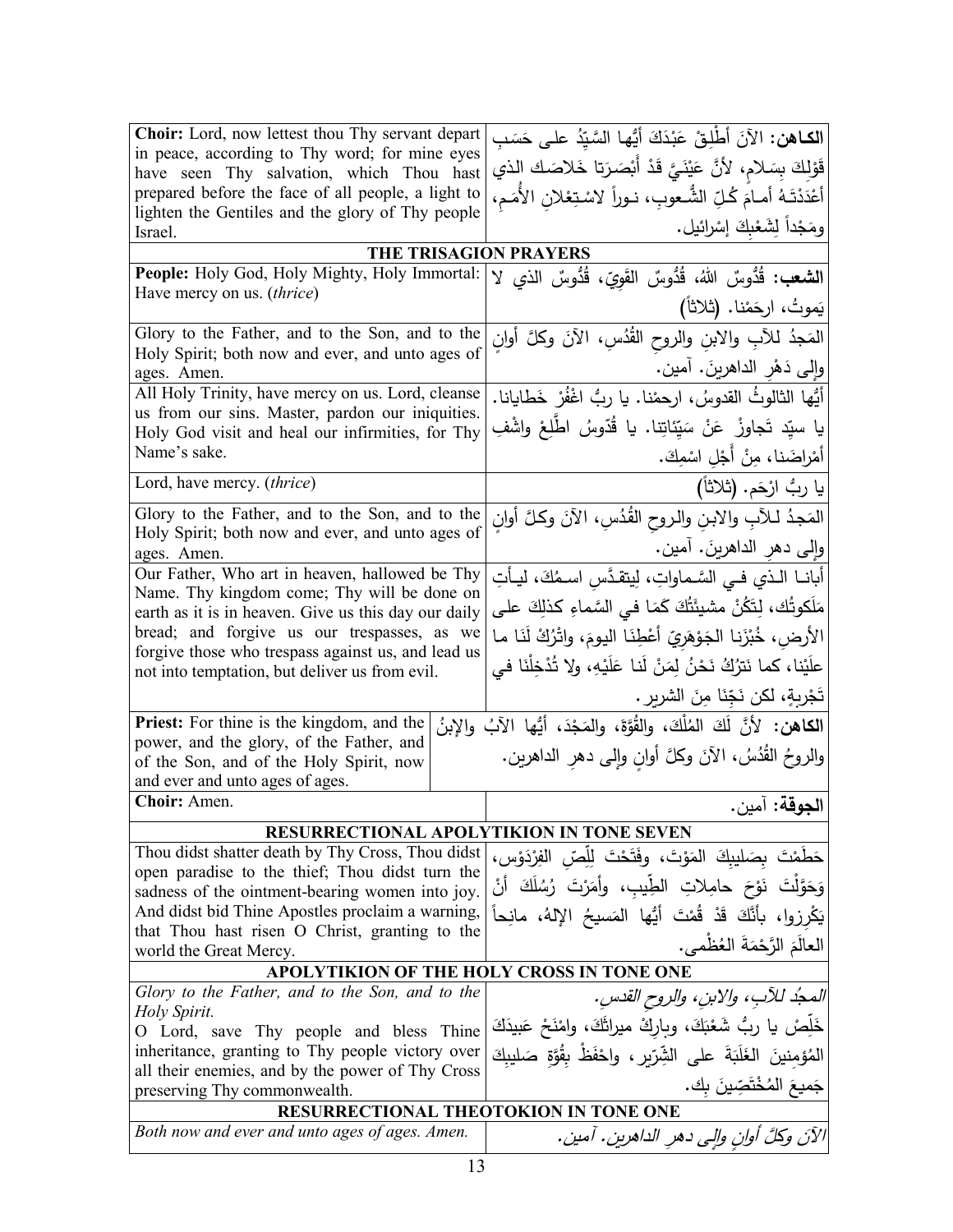| | |
|---|---|
| **Choir:** Lord, now lettest thou Thy servant depart in peace, according to Thy word; for mine eyes have seen Thy salvation, which Thou hast prepared before the face of all people, a light to lighten the Gentiles and the glory of Thy people Israel. | **الكـاهن:** الآنَ أَطْلِقْ عَبْدَكَ أَيُّها السَّيِّدُ على حَسَبِ قَوْلِكَ بِسَلامٍ، لأنَّ عَيْنَيَّ قَدْ أَبْصَرَتا خَلاصَك الذي أَعْدَدْتَـهُ أَمـامَ كُـلِّ الشُّـعوبِ، نـوراً لاسْـتِعْلانِ الأُمَـمِ، ومَجْداً لِشَعْبِكَ إسْرائيل. |
| **THE TRISAGION PRAYERS** | |
| **People:** Holy God, Holy Mighty, Holy Immortal: Have mercy on us. (*thrice*) | **الشعب:** قُدُّوسٌ اللهُ، قُدُّوسٌ القَوِيّ، قُدُّوسٌ الذي لا يَموتُ، ارحَمْنا. (ثلاثاً) |
| Glory to the Father, and to the Son, and to the Holy Spirit; both now and ever, and unto ages of ages. Amen. | المَجدُ للآبِ والابنِ والروحِ القُدُسِ، الآنَ وكلَّ أوانٍ وإلى دَهْرِ الداهرينَ. آمين. |
| All Holy Trinity, have mercy on us. Lord, cleanse us from our sins. Master, pardon our iniquities. Holy God visit and heal our infirmities, for Thy Name's sake. | أيُّها الثالوثُ القدوسُ، ارحمْنا. يا ربُّ اغْفُرْ خَطايانا. يا سيِّد تَجاوزْ عَنْ سَيِّئاتِنا. يا قُدّوسُ اطَّلِعْ واشْفِ أمْراضَنا، مِنْ أَجْلِ اسْمِكَ. |
| Lord, have mercy. (*thrice*) | يا ربُّ ارْحَم. (ثلاثاً) |
| Glory to the Father, and to the Son, and to the Holy Spirit; both now and ever, and unto ages of ages. Amen. | المَجدُ لـلآبِ والابنِ والروحِ القُدُسِ، الآنَ وكلَّ أوانٍ وإلى دهرِ الداهرينَ. آمين. |
| Our Father, Who art in heaven, hallowed be Thy Name. Thy kingdom come; Thy will be done on earth as it is in heaven. Give us this day our daily bread; and forgive us our trespasses, as we forgive those who trespass against us, and lead us not into temptation, but deliver us from evil. | أبانـا الـذي فـي السَّـماواتِ، لِيتقـدَّسِ اسمُكَ، ليـأتِ مَلَكوتُك، لِتَكُنْ مشيئَتُكَ كَمَا في السَّماءِ كذلِكَ على الأرضِ، خُبْزَنا الجَوْهَرِيّ أَعْطِنَا اليومَ، واتْرُكْ لَنَا ما علَيْنا، كما نَتْرُكُ نَحْنُ لِمَنْ لَنا عَلَيْهِ، ولا تُدْخِلْنَا في تَجْرِبةٍ، لكن نَجِّنَا مِنَ الشرير. |
| **Priest:** For thine is the kingdom, and the power, and the glory, of the Father, and of the Son, and of the Holy Spirit, now and ever and unto ages of ages. | **الكاهن:** لأنَّ لَكَ المُلْكَ، والقُوَّةَ، والمَجْدَ، أيُّها الآبُ والإبنُ والروحُ القُدُسُ، الآنَ وكلَّ أوانٍ وإلى دهرِ الداهرين. |
| **Choir:** Amen. | **الجوقة:** آمين. |
| **RESURRECTIONAL APOLYTIKION IN TONE SEVEN** | |
| Thou didst shatter death by Thy Cross, Thou didst open paradise to the thief; Thou didst turn the sadness of the ointment-bearing women into joy. And didst bid Thine Apostles proclaim a warning, that Thou hast risen O Christ, granting to the world the Great Mercy. | حَطَمْتَ بِصَليبِكَ المَوْتَ، وفَتَحْتَ لِلِّصِّ الفِرْدَوْس، وَحَوَّلْتَ نَوْحَ حامِلاتِ الطِّيبِ، وأَمَرْتَ رُسُلَكَ أَنْ يَكْرِزوا، بأنَّكَ قَدْ قُمْتَ أيُّها المَسيحُ الإلهُ، مانِحاً العالَمَ الرَّحْمَةَ العُظْمى. |
| **APOLYTIKION OF THE HOLY CROSS IN TONE ONE** | |
| *Glory to the Father, and to the Son, and to the Holy Spirit.* O Lord, save Thy people and bless Thine inheritance, granting to Thy people victory over all their enemies, and by the power of Thy Cross preserving Thy commonwealth. | *المجدُ للآبِ، والابنِ، والروحِ القدسِ.* خَلِّصْ يا ربُّ شَعْبَكَ، وبارِكْ ميراثَكَ، وامْنَحْ عَبيدَكَ المُؤمِنينَ الغَلَبَةَ على الشِّرّير، واحْفَظْ بِقُوَّةِ صَليبِكَ جَميعَ المُخْتَصِّينَ بِك. |
| **RESURRECTIONAL THEOTOKION IN TONE ONE** | |
| *Both now and ever and unto ages of ages. Amen.* | *الآنَ وكلَّ أوانٍ وإلى دهرِ الداهرين. آمين.* |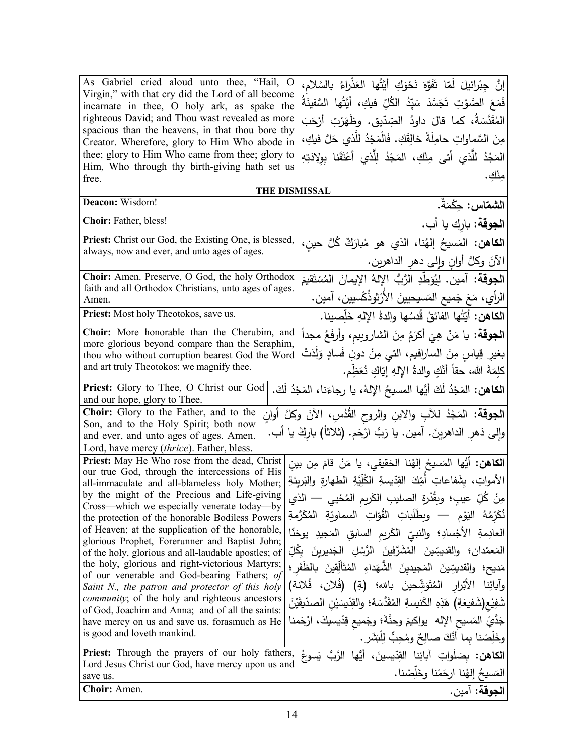| | |
|---|---|
| As Gabriel cried aloud unto thee, "Hail, O Virgin," with that cry did the Lord of all become incarnate in thee, O holy ark, as spake the righteous David; and Thou wast revealed as more spacious than the heavens, in that thou bore thy Creator. Wherefore, glory to Him Who abode in thee; glory to Him Who came from thee; glory to Him, Who through thy birth-giving hath set us free. | إنَّ جِبْرائيلَ لَمّا تَفَوَّهَ نَحْوَكِ أيَّتُها العَذْراءُ بالسَّلام، فَمَعَ الصَّوْتِ تَجَسَّدَ سَيِّدُ الكُلِّ فيكِ، أيَّتُها السَّفينَةُ المُقَدَّسَةُ، كما قالَ داودُ الصِّدّيق. وظَهَرْتِ أرْحَبَ مِنَ السَّماواتِ حامِلَةً خالِقَكِ. فَالْمَجْدُ لِلَّذي حَلَّ فيكِ، المَجْدُ لِلَّذي أتى مِنْكِ، المَجْدُ لِلَّذي أعْتَقَنا بِوِلادَتِهِ مِنْكِ. |
| **THE DISMISSAL** | |
| **Deacon:** Wisdom! | **الشمّاس:** حِكْمَةٌ. |
| **Choir:** Father, bless! | **الجوقة:** بارِك يا أب. |
| **Priest:** Christ our God, the Existing One, is blessed, always, now and ever, and unto ages of ages. | **الكاهن:** المَسيحُ إلهُنا، الذي هو مُبارَكٌ كُلَّ حينٍ، الآنَ وكلَّ أوانٍ وإلى دهرِ الداهرين. |
| **Choir:** Amen. Preserve, O God, the holy Orthodox faith and all Orthodox Christians, unto ages of ages. Amen. | **الجوقة:** آمين. لِيُوَطِّدِ الرَّبُّ الإلهُ الإيمانَ المُسْتَقيمَ الرأيِ، مَعَ جَميعِ المَسيحيينَ الأُرْثوذُكْسيين، آمين. |
| **Priest:** Most holy Theotokos, save us. | **الكاهن:** أيَّتُها الفائقُ قُدسُها والدةُ الإلهِ خَلِّصينا. |
| **Choir:** More honorable than the Cherubim, and more glorious beyond compare than the Seraphim, thou who without corruption bearest God the Word and art truly Theotokos: we magnify thee. | **الجوقة:** يا مَنْ هِيَ أكرَمُ مِنَ الشاروبيمِ، وأرفَعُ مجداً بغيرِ قِياسٍ مِنَ السارافيمِ، التي مِنْ دونِ فَسادٍ وَلَدَتْ كلِمَةَ الله، حقاً أنَّكِ والدةُ الإلهِ إيّاكِ نُعَظِّم. |
| **Priest:** Glory to Thee, O Christ our God and our hope, glory to Thee. | **الكاهن:** المَجْدُ لَكَ أيُّها المسيحُ الإلهُ، يا رجاءَنا، المَجْدُ لَكَ. |
| **Choir:** Glory to the Father, and to the Son, and to the Holy Spirit; both now and ever, and unto ages of ages. Amen. Lord, have mercy (*thrice*). Father, bless. | **الجوقة:** المَجْدُ للآبِ والابنِ والروحِ القُدُسِ، الآنَ وكلَّ أوانٍ وإلى دَهرِ الداهرينَ. آمين. يا رَبُّ ارْحَم. (ثلاثاً) بارِكْ يا أب. |
| **Priest:** May He Who rose from the dead, Christ our true God, through the intercessions of His all-immaculate and all-blameless holy Mother; by the might of the Precious and Life-giving Cross—which we especially venerate today—by the protection of the honorable Bodiless Powers of Heaven; at the supplication of the honorable, glorious Prophet, Forerunner and Baptist John; of the holy, glorious and all-laudable apostles; of the holy, glorious and right-victorious Martyrs; of our venerable and God-bearing Fathers; *of Saint N., the patron and protector of this holy community*; of the holy and righteous ancestors of God, Joachim and Anna; and of all the saints: have mercy on us and save us, forasmuch as He is good and loveth mankind. | **الكاهن:** أيُّها المَسيحُ إلهُنا الحَقيقي، يا مَنْ قامَ مِن بينِ الأمواتِ، بِشَفاعاتِ أُمِّكَ القِدّيسةِ الكُلِّيَّةِ الطهارةِ والبَريئةِ مِنْ كُلِّ عيبٍ؛ وبِقُدْرةِ الصليبِ الكَريمِ المُحْيي — الذي نُكَرِّمُهُ اليَوْم — وبطَلَباتِ القُوّاتِ السماويّةِ المُكَرَّمةِ العادِمةِ الأجْسادِ؛ والنبيِّ الكَريمِ السابقِ المَجيدِ يوحَنّا المَعمْدان؛ والقديسّينَ المُشَرَّفينَ الرُّسُلِ الجَديرينَ بِكُلِّ مَديحٍ؛ والقديسّينَ المَجيدينَ الشُّهَداءِ المُتَألِّقينَ بالظَفَرِ؛ وآبائِنا الأبْرارِ المُتَوَشِّحينَ بالله؛ (لِـ) (فُلان، فُلانة) شَفيْعِ(شَفيعَةِ) هَذِهِ الكَنيسةِ المُقَدَّسَة؛ والقِدّيسَيْنِ الصدّيقَيْنَ جَدَّيْ المَسيحِ الإله يواكيمَ وحنَّةَ؛ وجَميعِ قِدّيسيكَ، ارْحَمنا وخَلِّصْنا بِما أنَّكَ صالِحٌ ومُحِبٌّ لِلْبَشَر. |
| **Priest:** Through the prayers of our holy fathers, Lord Jesus Christ our God, have mercy upon us and save us. | **الكاهن:** بِصَلَواتِ آبائِنا القِدّيسينَ، أيُّها الرَّبُّ يَسوعُ المَسيحُ إلهُنا ارحَمْنا وخَلِّصْنا. |
| **Choir:** Amen. | **الجوقة:** آمين. |